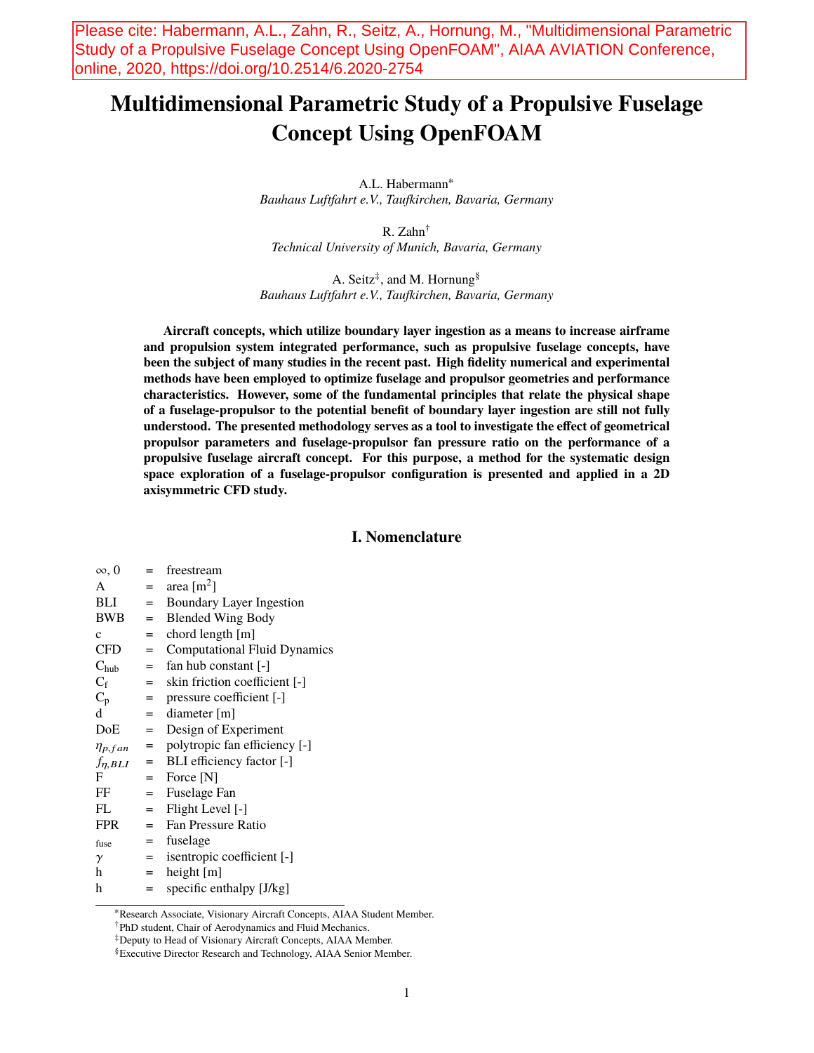Please cite: Habermann, A.L., Zahn, R., Seitz, A., Hornung, M., "Multidimensional Parametric Study of a Propulsive Fuselage Concept Using OpenFOAM", AIAA AVIATION Conference, online, 2020, https://doi.org/10.2514/6.2020-2754

# Multidimensional Parametric Study of a Propulsive Fuselage Concept Using OpenFOAM

A.L. Habermann*
*Bauhaus Luftfahrt e.V., Taufkirchen, Bavaria, Germany*

R. Zahn†
*Technical University of Munich, Bavaria, Germany*

A. Seitz‡, and M. Hornung§
*Bauhaus Luftfahrt e.V., Taufkirchen, Bavaria, Germany*

**Aircraft concepts, which utilize boundary layer ingestion as a means to increase airframe and propulsion system integrated performance, such as propulsive fuselage concepts, have been the subject of many studies in the recent past. High fidelity numerical and experimental methods have been employed to optimize fuselage and propulsor geometries and performance characteristics. However, some of the fundamental principles that relate the physical shape of a fuselage-propulsor to the potential benefit of boundary layer ingestion are still not fully understood. The presented methodology serves as a tool to investigate the effect of geometrical propulsor parameters and fuselage-propulsor fan pressure ratio on the performance of a propulsive fuselage aircraft concept. For this purpose, a method for the systematic design space exploration of a fuselage-propulsor configuration is presented and applied in a 2D axisymmetric CFD study.**

## I. Nomenclature

| | | |
|---|---|---|
| $\infty$, 0 | = | freestream |
| A | = | area [m$^2$] |
| BLI | = | Boundary Layer Ingestion |
| BWB | = | Blended Wing Body |
| c | = | chord length [m] |
| CFD | = | Computational Fluid Dynamics |
| $C_{hub}$ | = | fan hub constant [-] |
| $C_f$ | = | skin friction coefficient [-] |
| $C_p$ | = | pressure coefficient [-] |
| d | = | diameter [m] |
| DoE | = | Design of Experiment |
| $\eta_{p,fan}$ | = | polytropic fan efficiency [-] |
| $f_{\eta,BLI}$ | = | BLI efficiency factor [-] |
| F | = | Force [N] |
| FF | = | Fuselage Fan |
| FL | = | Flight Level [-] |
| FPR | = | Fan Pressure Ratio |
| $_{fuse}$ | = | fuselage |
| $\gamma$ | = | isentropic coefficient [-] |
| h | = | height [m] |
| h | = | specific enthalpy [J/kg] |

*Research Associate, Visionary Aircraft Concepts, AIAA Student Member.
†PhD student, Chair of Aerodynamics and Fluid Mechanics.
‡Deputy to Head of Visionary Aircraft Concepts, AIAA Member.
§Executive Director Research and Technology, AIAA Senior Member.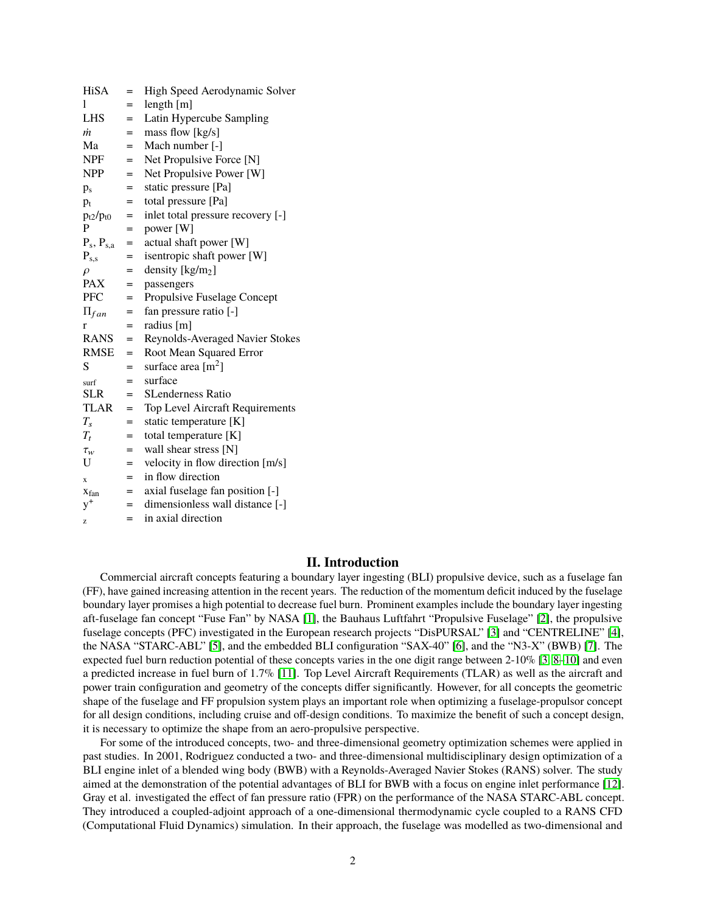| | | |
|---|---|---|
| HiSA | = | High Speed Aerodynamic Solver |
| l | = | length [m] |
| LHS | = | Latin Hypercube Sampling |
| $\dot{m}$ | = | mass flow [kg/s] |
| Ma | = | Mach number [-] |
| NPF | = | Net Propulsive Force [N] |
| NPP | = | Net Propulsive Power [W] |
| $p_s$ | = | static pressure [Pa] |
| $p_t$ | = | total pressure [Pa] |
| $p_{t2}/p_{t0}$ | = | inlet total pressure recovery [-] |
| P | = | power [W] |
| $P_s$, $P_{s,a}$ | = | actual shaft power [W] |
| $P_{s,s}$ | = | isentropic shaft power [W] |
| $\rho$ | = | density [kg/m$_2$] |
| PAX | = | passengers |
| PFC | = | Propulsive Fuselage Concept |
| $\Pi_{fan}$ | = | fan pressure ratio [-] |
| r | = | radius [m] |
| RANS | = | Reynolds-Averaged Navier Stokes |
| RMSE | = | Root Mean Squared Error |
| S | = | surface area [m$^2$] |
| $_{surf}$ | = | surface |
| SLR | = | SLenderness Ratio |
| TLAR | = | Top Level Aircraft Requirements |
| $T_s$ | = | static temperature [K] |
| $T_t$ | = | total temperature [K] |
| $\tau_w$ | = | wall shear stress [N] |
| U | = | velocity in flow direction [m/s] |
| $_x$ | = | in flow direction |
| $x_{fan}$ | = | axial fuselage fan position [-] |
| $y^+$ | = | dimensionless wall distance [-] |
| $_z$ | = | in axial direction |

## II. Introduction

Commercial aircraft concepts featuring a boundary layer ingesting (BLI) propulsive device, such as a fuselage fan (FF), have gained increasing attention in the recent years. The reduction of the momentum deficit induced by the fuselage boundary layer promises a high potential to decrease fuel burn. Prominent examples include the boundary layer ingesting aft-fuselage fan concept "Fuse Fan" by NASA [1], the Bauhaus Luftfahrt "Propulsive Fuselage" [2], the propulsive fuselage concepts (PFC) investigated in the European research projects "DisPURSAL" [3] and "CENTRELINE" [4], the NASA "STARC-ABL" [5], and the embedded BLI configuration "SAX-40" [6], and the "N3-X" (BWB) [7]. The expected fuel burn reduction potential of these concepts varies in the one digit range between 2-10% [3, 8–10] and even a predicted increase in fuel burn of 1.7% [11]. Top Level Aircraft Requirements (TLAR) as well as the aircraft and power train configuration and geometry of the concepts differ significantly. However, for all concepts the geometric shape of the fuselage and FF propulsion system plays an important role when optimizing a fuselage-propulsor concept for all design conditions, including cruise and off-design conditions. To maximize the benefit of such a concept design, it is necessary to optimize the shape from an aero-propulsive perspective.

For some of the introduced concepts, two- and three-dimensional geometry optimization schemes were applied in past studies. In 2001, Rodriguez conducted a two- and three-dimensional multidisciplinary design optimization of a BLI engine inlet of a blended wing body (BWB) with a Reynolds-Averaged Navier Stokes (RANS) solver. The study aimed at the demonstration of the potential advantages of BLI for BWB with a focus on engine inlet performance [12]. Gray et al. investigated the effect of fan pressure ratio (FPR) on the performance of the NASA STARC-ABL concept. They introduced a coupled-adjoint approach of a one-dimensional thermodynamic cycle coupled to a RANS CFD (Computational Fluid Dynamics) simulation. In their approach, the fuselage was modelled as two-dimensional and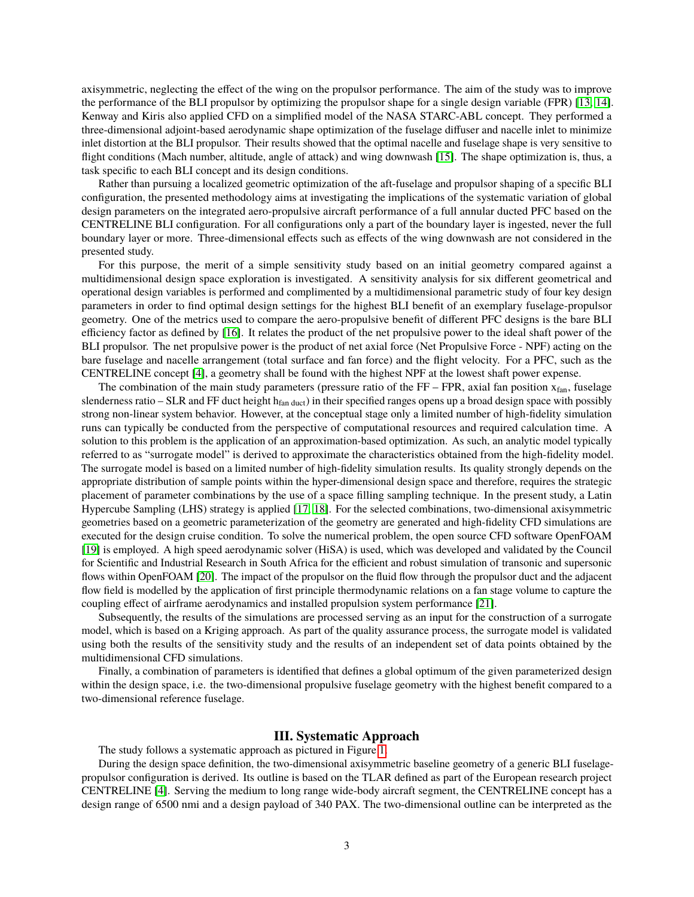axisymmetric, neglecting the effect of the wing on the propulsor performance. The aim of the study was to improve the performance of the BLI propulsor by optimizing the propulsor shape for a single design variable (FPR) [13, 14]. Kenway and Kiris also applied CFD on a simplified model of the NASA STARC-ABL concept. They performed a three-dimensional adjoint-based aerodynamic shape optimization of the fuselage diffuser and nacelle inlet to minimize inlet distortion at the BLI propulsor. Their results showed that the optimal nacelle and fuselage shape is very sensitive to flight conditions (Mach number, altitude, angle of attack) and wing downwash [15]. The shape optimization is, thus, a task specific to each BLI concept and its design conditions.

Rather than pursuing a localized geometric optimization of the aft-fuselage and propulsor shaping of a specific BLI configuration, the presented methodology aims at investigating the implications of the systematic variation of global design parameters on the integrated aero-propulsive aircraft performance of a full annular ducted PFC based on the CENTRELINE BLI configuration. For all configurations only a part of the boundary layer is ingested, never the full boundary layer or more. Three-dimensional effects such as effects of the wing downwash are not considered in the presented study.

For this purpose, the merit of a simple sensitivity study based on an initial geometry compared against a multidimensional design space exploration is investigated. A sensitivity analysis for six different geometrical and operational design variables is performed and complimented by a multidimensional parametric study of four key design parameters in order to find optimal design settings for the highest BLI benefit of an exemplary fuselage-propulsor geometry. One of the metrics used to compare the aero-propulsive benefit of different PFC designs is the bare BLI efficiency factor as defined by [16]. It relates the product of the net propulsive power to the ideal shaft power of the BLI propulsor. The net propulsive power is the product of net axial force (Net Propulsive Force - NPF) acting on the bare fuselage and nacelle arrangement (total surface and fan force) and the flight velocity. For a PFC, such as the CENTRELINE concept [4], a geometry shall be found with the highest NPF at the lowest shaft power expense.

The combination of the main study parameters (pressure ratio of the FF – FPR, axial fan position $x_{fan}$, fuselage slenderness ratio – SLR and FF duct height $h_{fan\ duct}$) in their specified ranges opens up a broad design space with possibly strong non-linear system behavior. However, at the conceptual stage only a limited number of high-fidelity simulation runs can typically be conducted from the perspective of computational resources and required calculation time. A solution to this problem is the application of an approximation-based optimization. As such, an analytic model typically referred to as "surrogate model" is derived to approximate the characteristics obtained from the high-fidelity model. The surrogate model is based on a limited number of high-fidelity simulation results. Its quality strongly depends on the appropriate distribution of sample points within the hyper-dimensional design space and therefore, requires the strategic placement of parameter combinations by the use of a space filling sampling technique. In the present study, a Latin Hypercube Sampling (LHS) strategy is applied [17, 18]. For the selected combinations, two-dimensional axisymmetric geometries based on a geometric parameterization of the geometry are generated and high-fidelity CFD simulations are executed for the design cruise condition. To solve the numerical problem, the open source CFD software OpenFOAM [19] is employed. A high speed aerodynamic solver (HiSA) is used, which was developed and validated by the Council for Scientific and Industrial Research in South Africa for the efficient and robust simulation of transonic and supersonic flows within OpenFOAM [20]. The impact of the propulsor on the fluid flow through the propulsor duct and the adjacent flow field is modelled by the application of first principle thermodynamic relations on a fan stage volume to capture the coupling effect of airframe aerodynamics and installed propulsion system performance [21].

Subsequently, the results of the simulations are processed serving as an input for the construction of a surrogate model, which is based on a Kriging approach. As part of the quality assurance process, the surrogate model is validated using both the results of the sensitivity study and the results of an independent set of data points obtained by the multidimensional CFD simulations.

Finally, a combination of parameters is identified that defines a global optimum of the given parameterized design within the design space, i.e. the two-dimensional propulsive fuselage geometry with the highest benefit compared to a two-dimensional reference fuselage.

## III. Systematic Approach

The study follows a systematic approach as pictured in Figure 1.

During the design space definition, the two-dimensional axisymmetric baseline geometry of a generic BLI fuselage-propulsor configuration is derived. Its outline is based on the TLAR defined as part of the European research project CENTRELINE [4]. Serving the medium to long range wide-body aircraft segment, the CENTRELINE concept has a design range of 6500 nmi and a design payload of 340 PAX. The two-dimensional outline can be interpreted as the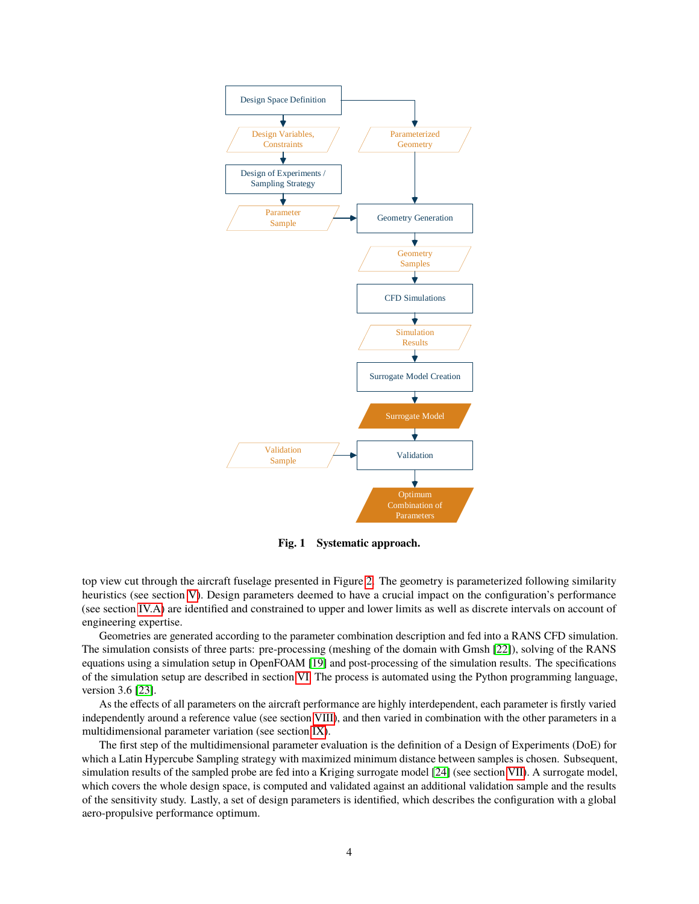Fig. 1 Systematic approach.

top view cut through the aircraft fuselage presented in Figure 2. The geometry is parameterized following similarity heuristics (see section V). Design parameters deemed to have a crucial impact on the configuration's performance (see section IV.A) are identified and constrained to upper and lower limits as well as discrete intervals on account of engineering expertise.

Geometries are generated according to the parameter combination description and fed into a RANS CFD simulation. The simulation consists of three parts: pre-processing (meshing of the domain with Gmsh [22]), solving of the RANS equations using a simulation setup in OpenFOAM [19] and post-processing of the simulation results. The specifications of the simulation setup are described in section VI. The process is automated using the Python programming language, version 3.6 [23].

As the effects of all parameters on the aircraft performance are highly interdependent, each parameter is firstly varied independently around a reference value (see section VIII), and then varied in combination with the other parameters in a multidimensional parameter variation (see section IX).

The first step of the multidimensional parameter evaluation is the definition of a Design of Experiments (DoE) for which a Latin Hypercube Sampling strategy with maximized minimum distance between samples is chosen. Subsequent, simulation results of the sampled probe are fed into a Kriging surrogate model [24] (see section VII). A surrogate model, which covers the whole design space, is computed and validated against an additional validation sample and the results of the sensitivity study. Lastly, a set of design parameters is identified, which describes the configuration with a global aero-propulsive performance optimum.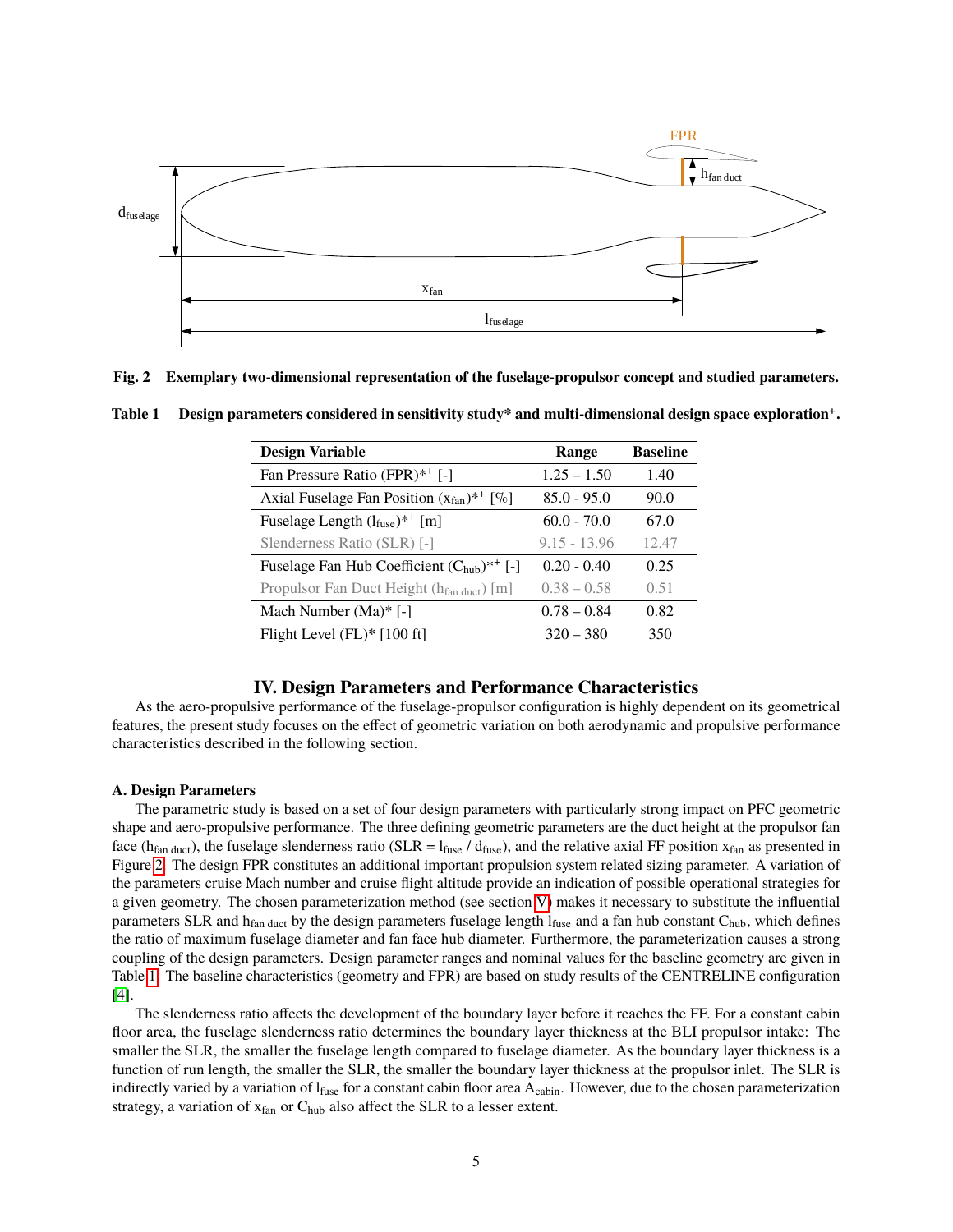Fig. 2 Exemplary two-dimensional representation of the fuselage-propulsor concept and studied parameters.

Table 1 Design parameters considered in sensitivity study* and multi-dimensional design space exploration+.

| Design Variable | Range | Baseline |
|---|---|---|
| Fan Pressure Ratio (FPR)*+ [-] | 1.25 – 1.50 | 1.40 |
| Axial Fuselage Fan Position ($x_{fan}$)*+ [%] | 85.0 - 95.0 | 90.0 |
| Fuselage Length ($l_{fuse}$)*+ [m] | 60.0 - 70.0 | 67.0 |
| Slenderness Ratio (SLR) [-] | 9.15 - 13.96 | 12.47 |
| Fuselage Fan Hub Coefficient ($C_{hub}$)*+ [-] | 0.20 - 0.40 | 0.25 |
| Propulsor Fan Duct Height ($h_{fan\ duct}$) [m] | 0.38 – 0.58 | 0.51 |
| Mach Number (Ma)* [-] | 0.78 – 0.84 | 0.82 |
| Flight Level (FL)* [100 ft] | 320 – 380 | 350 |

# IV. Design Parameters and Performance Characteristics

As the aero-propulsive performance of the fuselage-propulsor configuration is highly dependent on its geometrical features, the present study focuses on the effect of geometric variation on both aerodynamic and propulsive performance characteristics described in the following section.

## A. Design Parameters

The parametric study is based on a set of four design parameters with particularly strong impact on PFC geometric shape and aero-propulsive performance. The three defining geometric parameters are the duct height at the propulsor fan face ($h_{fan\ duct}$), the fuselage slenderness ratio (SLR = $l_{fuse}$ / $d_{fuse}$), and the relative axial FF position $x_{fan}$ as presented in Figure 2. The design FPR constitutes an additional important propulsion system related sizing parameter. A variation of the parameters cruise Mach number and cruise flight altitude provide an indication of possible operational strategies for a given geometry. The chosen parameterization method (see section V) makes it necessary to substitute the influential parameters SLR and $h_{fan\ duct}$ by the design parameters fuselage length $l_{fuse}$ and a fan hub constant $C_{hub}$, which defines the ratio of maximum fuselage diameter and fan face hub diameter. Furthermore, the parameterization causes a strong coupling of the design parameters. Design parameter ranges and nominal values for the baseline geometry are given in Table 1. The baseline characteristics (geometry and FPR) are based on study results of the CENTRELINE configuration [4].

The slenderness ratio affects the development of the boundary layer before it reaches the FF. For a constant cabin floor area, the fuselage slenderness ratio determines the boundary layer thickness at the BLI propulsor intake: The smaller the SLR, the smaller the fuselage length compared to fuselage diameter. As the boundary layer thickness is a function of run length, the smaller the SLR, the smaller the boundary layer thickness at the propulsor inlet. The SLR is indirectly varied by a variation of $l_{fuse}$ for a constant cabin floor area $A_{cabin}$. However, due to the chosen parameterization strategy, a variation of $x_{fan}$ or $C_{hub}$ also affect the SLR to a lesser extent.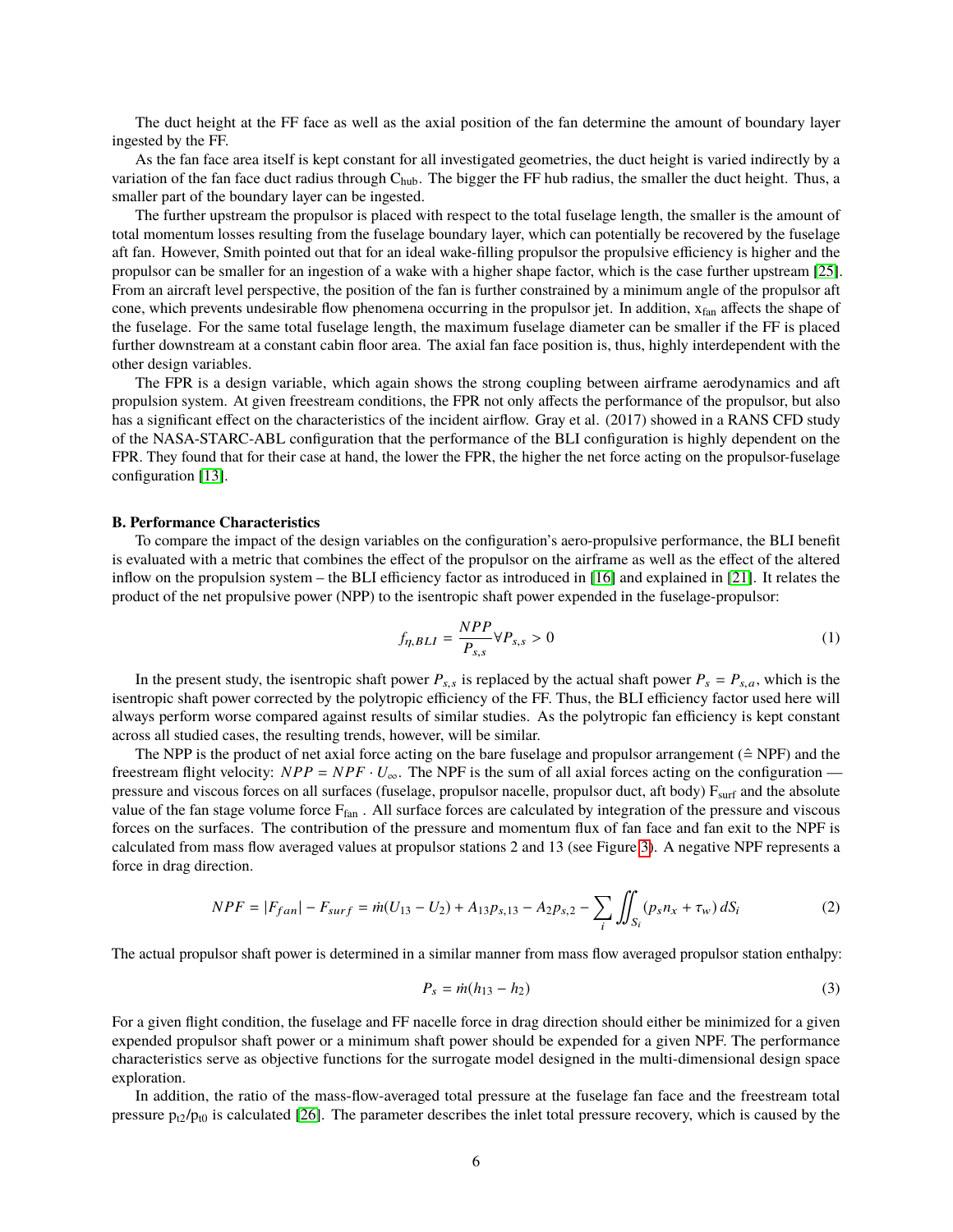The duct height at the FF face as well as the axial position of the fan determine the amount of boundary layer ingested by the FF.

As the fan face area itself is kept constant for all investigated geometries, the duct height is varied indirectly by a variation of the fan face duct radius through $C_{hub}$. The bigger the FF hub radius, the smaller the duct height. Thus, a smaller part of the boundary layer can be ingested.

The further upstream the propulsor is placed with respect to the total fuselage length, the smaller is the amount of total momentum losses resulting from the fuselage boundary layer, which can potentially be recovered by the fuselage aft fan. However, Smith pointed out that for an ideal wake-filling propulsor the propulsive efficiency is higher and the propulsor can be smaller for an ingestion of a wake with a higher shape factor, which is the case further upstream [25]. From an aircraft level perspective, the position of the fan is further constrained by a minimum angle of the propulsor aft cone, which prevents undesirable flow phenomena occurring in the propulsor jet. In addition, $x_{fan}$ affects the shape of the fuselage. For the same total fuselage length, the maximum fuselage diameter can be smaller if the FF is placed further downstream at a constant cabin floor area. The axial fan face position is, thus, highly interdependent with the other design variables.

The FPR is a design variable, which again shows the strong coupling between airframe aerodynamics and aft propulsion system. At given freestream conditions, the FPR not only affects the performance of the propulsor, but also has a significant effect on the characteristics of the incident airflow. Gray et al. (2017) showed in a RANS CFD study of the NASA-STARC-ABL configuration that the performance of the BLI configuration is highly dependent on the FPR. They found that for their case at hand, the lower the FPR, the higher the net force acting on the propulsor-fuselage configuration [13].

### B. Performance Characteristics

To compare the impact of the design variables on the configuration's aero-propulsive performance, the BLI benefit is evaluated with a metric that combines the effect of the propulsor on the airframe as well as the effect of the altered inflow on the propulsion system – the BLI efficiency factor as introduced in [16] and explained in [21]. It relates the product of the net propulsive power (NPP) to the isentropic shaft power expended in the fuselage-propulsor:

$$f_{\eta,BLI} = \frac{NPP}{P_{s,s}} \forall P_{s,s} > 0 \tag{1}$$

In the present study, the isentropic shaft power $P_{s,s}$ is replaced by the actual shaft power $P_s = P_{s,a}$, which is the isentropic shaft power corrected by the polytropic efficiency of the FF. Thus, the BLI efficiency factor used here will always perform worse compared against results of similar studies. As the polytropic fan efficiency is kept constant across all studied cases, the resulting trends, however, will be similar.

The NPP is the product of net axial force acting on the bare fuselage and propulsor arrangement ($\hat{=}$ NPF) and the freestream flight velocity: $NPP = NPF \cdot U_\infty$. The NPF is the sum of all axial forces acting on the configuration — pressure and viscous forces on all surfaces (fuselage, propulsor nacelle, propulsor duct, aft body) $F_{surf}$ and the absolute value of the fan stage volume force $F_{fan}$ . All surface forces are calculated by integration of the pressure and viscous forces on the surfaces. The contribution of the pressure and momentum flux of fan face and fan exit to the NPF is calculated from mass flow averaged values at propulsor stations 2 and 13 (see Figure 3). A negative NPF represents a force in drag direction.

$$NPF = |F_{fan}| - F_{surf} = \dot{m}(U_{13} - U_2) + A_{13}p_{s,13} - A_2 p_{s,2} - \sum_i \iint_{S_i} (p_s n_x + \tau_w)\, dS_i \tag{2}$$

The actual propulsor shaft power is determined in a similar manner from mass flow averaged propulsor station enthalpy:

$$P_s = \dot{m}(h_{13} - h_2) \tag{3}$$

For a given flight condition, the fuselage and FF nacelle force in drag direction should either be minimized for a given expended propulsor shaft power or a minimum shaft power should be expended for a given NPF. The performance characteristics serve as objective functions for the surrogate model designed in the multi-dimensional design space exploration.

In addition, the ratio of the mass-flow-averaged total pressure at the fuselage fan face and the freestream total pressure $p_{t2}/p_{t0}$ is calculated [26]. The parameter describes the inlet total pressure recovery, which is caused by the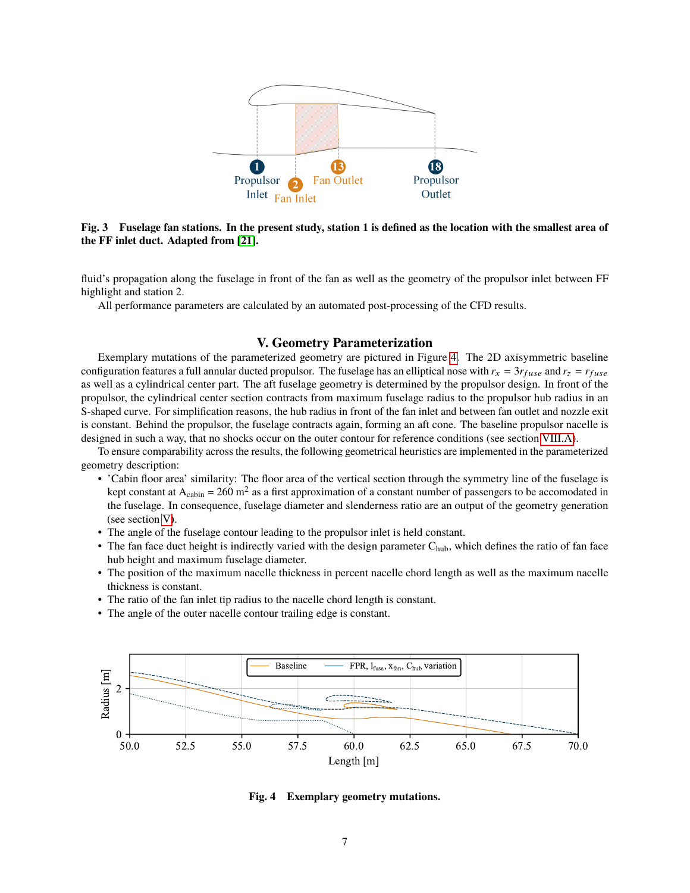Fig. 3 Fuselage fan stations. In the present study, station 1 is defined as the location with the smallest area of the FF inlet duct. Adapted from [21].

fluid's propagation along the fuselage in front of the fan as well as the geometry of the propulsor inlet between FF highlight and station 2.

All performance parameters are calculated by an automated post-processing of the CFD results.

## V. Geometry Parameterization

Exemplary mutations of the parameterized geometry are pictured in Figure 4. The 2D axisymmetric baseline configuration features a full annular ducted propulsor. The fuselage has an elliptical nose with $r_x = 3r_{fuse}$ and $r_z = r_{fuse}$ as well as a cylindrical center part. The aft fuselage geometry is determined by the propulsor design. In front of the propulsor, the cylindrical center section contracts from maximum fuselage radius to the propulsor hub radius in an S-shaped curve. For simplification reasons, the hub radius in front of the fan inlet and between fan outlet and nozzle exit is constant. Behind the propulsor, the fuselage contracts again, forming an aft cone. The baseline propulsor nacelle is designed in such a way, that no shocks occur on the outer contour for reference conditions (see section VIII.A).

To ensure comparability across the results, the following geometrical heuristics are implemented in the parameterized geometry description:

- 'Cabin floor area' similarity: The floor area of the vertical section through the symmetry line of the fuselage is kept constant at $A_{cabin} = 260\ m^2$ as a first approximation of a constant number of passengers to be accomodated in the fuselage. In consequence, fuselage diameter and slenderness ratio are an output of the geometry generation (see section V).
- The angle of the fuselage contour leading to the propulsor inlet is held constant.
- The fan face duct height is indirectly varied with the design parameter $C_{hub}$, which defines the ratio of fan face hub height and maximum fuselage diameter.
- The position of the maximum nacelle thickness in percent nacelle chord length as well as the maximum nacelle thickness is constant.
- The ratio of the fan inlet tip radius to the nacelle chord length is constant.
- The angle of the outer nacelle contour trailing edge is constant.

Fig. 4 Exemplary geometry mutations.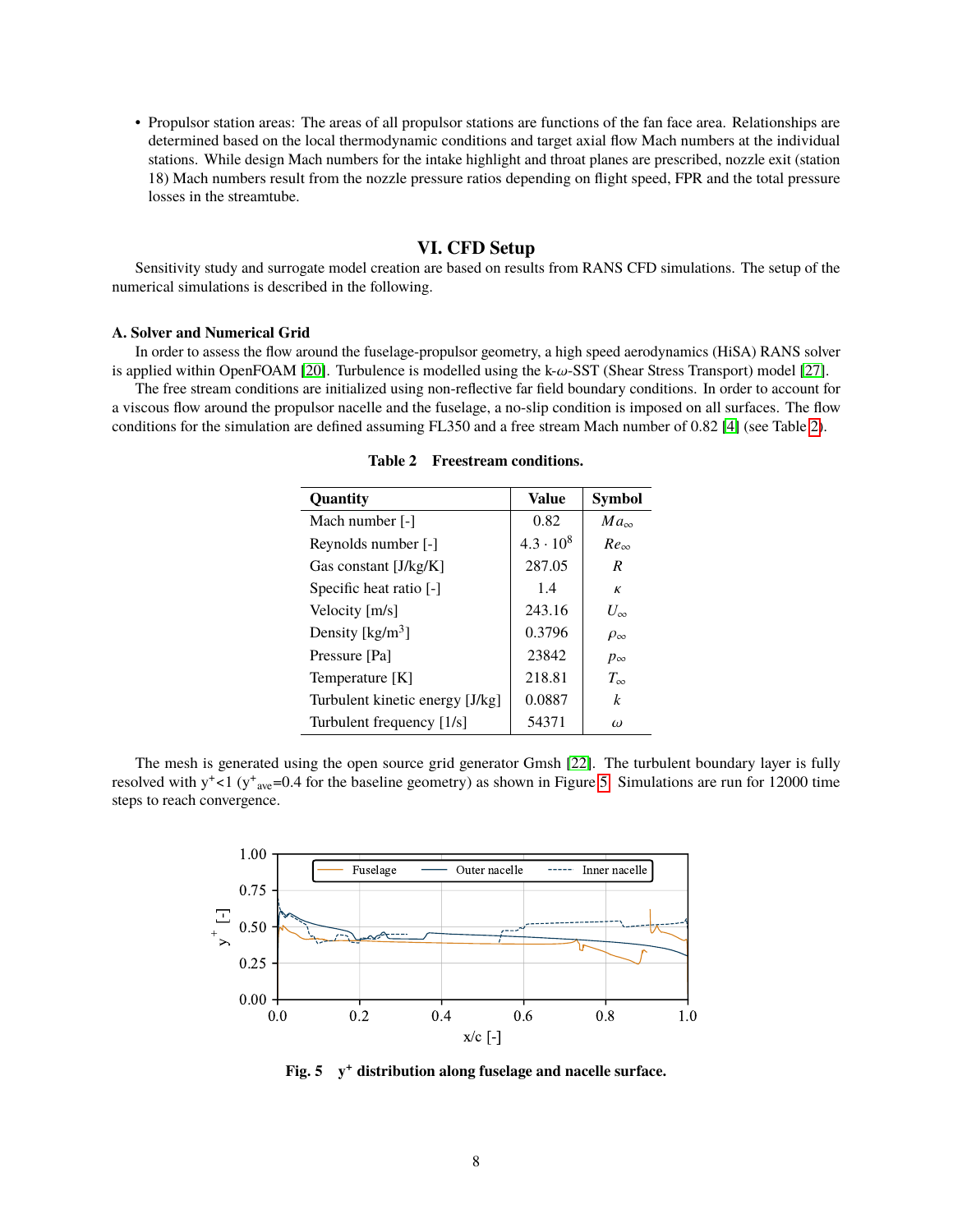- Propulsor station areas: The areas of all propulsor stations are functions of the fan face area. Relationships are determined based on the local thermodynamic conditions and target axial flow Mach numbers at the individual stations. While design Mach numbers for the intake highlight and throat planes are prescribed, nozzle exit (station 18) Mach numbers result from the nozzle pressure ratios depending on flight speed, FPR and the total pressure losses in the streamtube.

# VI. CFD Setup

Sensitivity study and surrogate model creation are based on results from RANS CFD simulations. The setup of the numerical simulations is described in the following.

## A. Solver and Numerical Grid

In order to assess the flow around the fuselage-propulsor geometry, a high speed aerodynamics (HiSA) RANS solver is applied within OpenFOAM [20]. Turbulence is modelled using the k-$\omega$-SST (Shear Stress Transport) model [27].

The free stream conditions are initialized using non-reflective far field boundary conditions. In order to account for a viscous flow around the propulsor nacelle and the fuselage, a no-slip condition is imposed on all surfaces. The flow conditions for the simulation are defined assuming FL350 and a free stream Mach number of 0.82 [4] (see Table 2).

**Table 2 Freestream conditions.**

| Quantity | Value | Symbol |
|---|---|---|
| Mach number [-] | 0.82 | $Ma_\infty$ |
| Reynolds number [-] | $4.3 \cdot 10^8$ | $Re_\infty$ |
| Gas constant [J/kg/K] | 287.05 | $R$ |
| Specific heat ratio [-] | 1.4 | $\kappa$ |
| Velocity [m/s] | 243.16 | $U_\infty$ |
| Density [kg/m$^3$] | 0.3796 | $\rho_\infty$ |
| Pressure [Pa] | 23842 | $p_\infty$ |
| Temperature [K] | 218.81 | $T_\infty$ |
| Turbulent kinetic energy [J/kg] | 0.0887 | $k$ |
| Turbulent frequency [1/s] | 54371 | $\omega$ |

The mesh is generated using the open source grid generator Gmsh [22]. The turbulent boundary layer is fully resolved with $y^+<1$ ($y^+_{ave}=0.4$ for the baseline geometry) as shown in Figure 5. Simulations are run for 12000 time steps to reach convergence.

**Fig. 5 $y^+$ distribution along fuselage and nacelle surface.**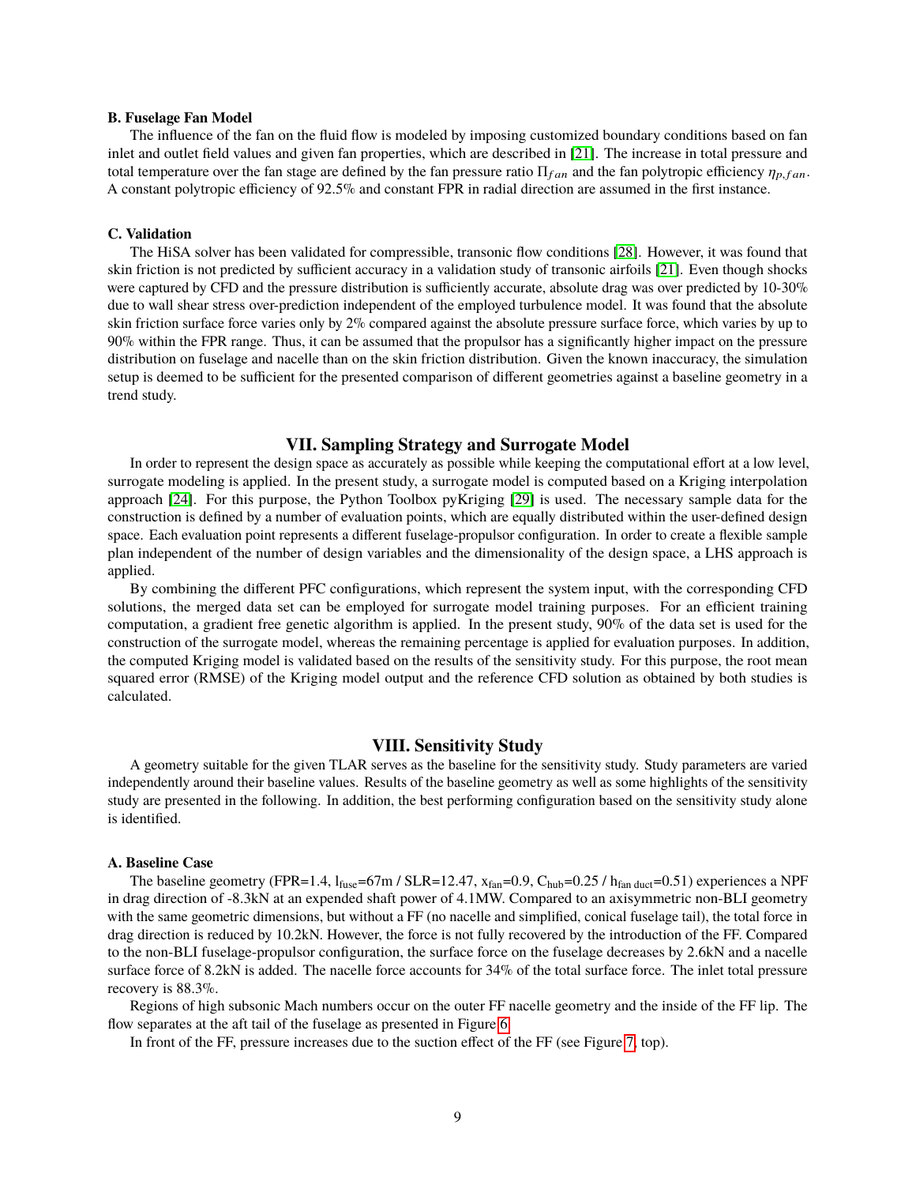### B. Fuselage Fan Model

The influence of the fan on the fluid flow is modeled by imposing customized boundary conditions based on fan inlet and outlet field values and given fan properties, which are described in [21]. The increase in total pressure and total temperature over the fan stage are defined by the fan pressure ratio $\Pi_{fan}$ and the fan polytropic efficiency $\eta_{p,fan}$. A constant polytropic efficiency of 92.5% and constant FPR in radial direction are assumed in the first instance.

### C. Validation

The HiSA solver has been validated for compressible, transonic flow conditions [28]. However, it was found that skin friction is not predicted by sufficient accuracy in a validation study of transonic airfoils [21]. Even though shocks were captured by CFD and the pressure distribution is sufficiently accurate, absolute drag was over predicted by 10-30% due to wall shear stress over-prediction independent of the employed turbulence model. It was found that the absolute skin friction surface force varies only by 2% compared against the absolute pressure surface force, which varies by up to 90% within the FPR range. Thus, it can be assumed that the propulsor has a significantly higher impact on the pressure distribution on fuselage and nacelle than on the skin friction distribution. Given the known inaccuracy, the simulation setup is deemed to be sufficient for the presented comparison of different geometries against a baseline geometry in a trend study.

## VII. Sampling Strategy and Surrogate Model

In order to represent the design space as accurately as possible while keeping the computational effort at a low level, surrogate modeling is applied. In the present study, a surrogate model is computed based on a Kriging interpolation approach [24]. For this purpose, the Python Toolbox pyKriging [29] is used. The necessary sample data for the construction is defined by a number of evaluation points, which are equally distributed within the user-defined design space. Each evaluation point represents a different fuselage-propulsor configuration. In order to create a flexible sample plan independent of the number of design variables and the dimensionality of the design space, a LHS approach is applied.

By combining the different PFC configurations, which represent the system input, with the corresponding CFD solutions, the merged data set can be employed for surrogate model training purposes. For an efficient training computation, a gradient free genetic algorithm is applied. In the present study, 90% of the data set is used for the construction of the surrogate model, whereas the remaining percentage is applied for evaluation purposes. In addition, the computed Kriging model is validated based on the results of the sensitivity study. For this purpose, the root mean squared error (RMSE) of the Kriging model output and the reference CFD solution as obtained by both studies is calculated.

## VIII. Sensitivity Study

A geometry suitable for the given TLAR serves as the baseline for the sensitivity study. Study parameters are varied independently around their baseline values. Results of the baseline geometry as well as some highlights of the sensitivity study are presented in the following. In addition, the best performing configuration based on the sensitivity study alone is identified.

### A. Baseline Case

The baseline geometry (FPR=1.4, $l_{\text{fuse}}$=67m / SLR=12.47, $x_{\text{fan}}$=0.9, $C_{\text{hub}}$=0.25 / $h_{\text{fan duct}}$=0.51) experiences a NPF in drag direction of -8.3kN at an expended shaft power of 4.1MW. Compared to an axisymmetric non-BLI geometry with the same geometric dimensions, but without a FF (no nacelle and simplified, conical fuselage tail), the total force in drag direction is reduced by 10.2kN. However, the force is not fully recovered by the introduction of the FF. Compared to the non-BLI fuselage-propulsor configuration, the surface force on the fuselage decreases by 2.6kN and a nacelle surface force of 8.2kN is added. The nacelle force accounts for 34% of the total surface force. The inlet total pressure recovery is 88.3%.

Regions of high subsonic Mach numbers occur on the outer FF nacelle geometry and the inside of the FF lip. The flow separates at the aft tail of the fuselage as presented in Figure 6.

In front of the FF, pressure increases due to the suction effect of the FF (see Figure 7, top).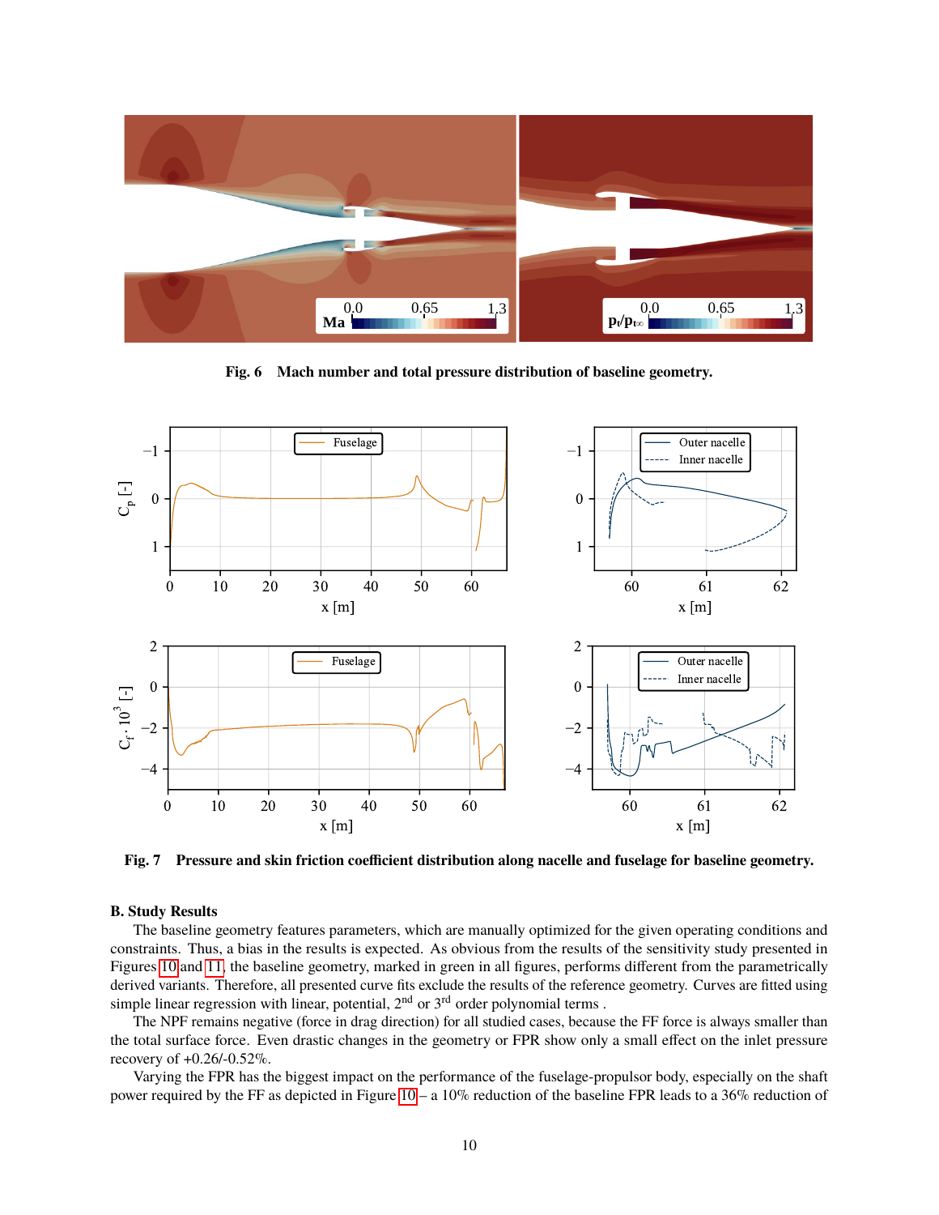Fig. 6 Mach number and total pressure distribution of baseline geometry.

Fig. 7 Pressure and skin friction coefficient distribution along nacelle and fuselage for baseline geometry.

### B. Study Results

The baseline geometry features parameters, which are manually optimized for the given operating conditions and constraints. Thus, a bias in the results is expected. As obvious from the results of the sensitivity study presented in Figures 10 and 11, the baseline geometry, marked in green in all figures, performs different from the parametrically derived variants. Therefore, all presented curve fits exclude the results of the reference geometry. Curves are fitted using simple linear regression with linear, potential, 2[nd] or 3[rd] order polynomial terms .

The NPF remains negative (force in drag direction) for all studied cases, because the FF force is always smaller than the total surface force. Even drastic changes in the geometry or FPR show only a small effect on the inlet pressure recovery of +0.26/-0.52%.

Varying the FPR has the biggest impact on the performance of the fuselage-propulsor body, especially on the shaft power required by the FF as depicted in Figure 10 – a 10% reduction of the baseline FPR leads to a 36% reduction of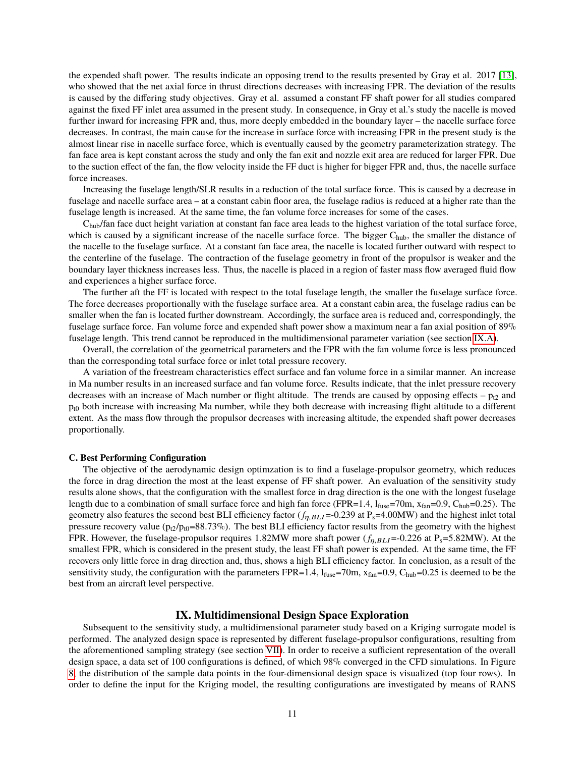the expended shaft power. The results indicate an opposing trend to the results presented by Gray et al. 2017 [13], who showed that the net axial force in thrust directions decreases with increasing FPR. The deviation of the results is caused by the differing study objectives. Gray et al. assumed a constant FF shaft power for all studies compared against the fixed FF inlet area assumed in the present study. In consequence, in Gray et al.'s study the nacelle is moved further inward for increasing FPR and, thus, more deeply embedded in the boundary layer – the nacelle surface force decreases. In contrast, the main cause for the increase in surface force with increasing FPR in the present study is the almost linear rise in nacelle surface force, which is eventually caused by the geometry parameterization strategy. The fan face area is kept constant across the study and only the fan exit and nozzle exit area are reduced for larger FPR. Due to the suction effect of the fan, the flow velocity inside the FF duct is higher for bigger FPR and, thus, the nacelle surface force increases.

Increasing the fuselage length/SLR results in a reduction of the total surface force. This is caused by a decrease in fuselage and nacelle surface area – at a constant cabin floor area, the fuselage radius is reduced at a higher rate than the fuselage length is increased. At the same time, the fan volume force increases for some of the cases.

$C_{hub}$/fan face duct height variation at constant fan face area leads to the highest variation of the total surface force, which is caused by a significant increase of the nacelle surface force. The bigger $C_{hub}$, the smaller the distance of the nacelle to the fuselage surface. At a constant fan face area, the nacelle is located further outward with respect to the centerline of the fuselage. The contraction of the fuselage geometry in front of the propulsor is weaker and the boundary layer thickness increases less. Thus, the nacelle is placed in a region of faster mass flow averaged fluid flow and experiences a higher surface force.

The further aft the FF is located with respect to the total fuselage length, the smaller the fuselage surface force. The force decreases proportionally with the fuselage surface area. At a constant cabin area, the fuselage radius can be smaller when the fan is located further downstream. Accordingly, the surface area is reduced and, correspondingly, the fuselage surface force. Fan volume force and expended shaft power show a maximum near a fan axial position of 89% fuselage length. This trend cannot be reproduced in the multidimensional parameter variation (see section IX.A).

Overall, the correlation of the geometrical parameters and the FPR with the fan volume force is less pronounced than the corresponding total surface force or inlet total pressure recovery.

A variation of the freestream characteristics effect surface and fan volume force in a similar manner. An increase in Ma number results in an increased surface and fan volume force. Results indicate, that the inlet pressure recovery decreases with an increase of Mach number or flight altitude. The trends are caused by opposing effects – $p_{t2}$ and $p_{t0}$ both increase with increasing Ma number, while they both decrease with increasing flight altitude to a different extent. As the mass flow through the propulsor decreases with increasing altitude, the expended shaft power decreases proportionally.

### C. Best Performing Configuration

The objective of the aerodynamic design optimzation is to find a fuselage-propulsor geometry, which reduces the force in drag direction the most at the least expense of FF shaft power. An evaluation of the sensitivity study results alone shows, that the configuration with the smallest force in drag direction is the one with the longest fuselage length due to a combination of small surface force and high fan force (FPR=1.4, $l_{fuse}$=70m, $x_{fan}$=0.9, $C_{hub}$=0.25). The geometry also features the second best BLI efficiency factor ($f_{\eta,BLI}$=-0.239 at $P_s$=4.00MW) and the highest inlet total pressure recovery value ($p_{t2}/p_{t0}$=88.73%). The best BLI efficiency factor results from the geometry with the highest FPR. However, the fuselage-propulsor requires 1.82MW more shaft power ($f_{\eta,BLI}$=-0.226 at $P_s$=5.82MW). At the smallest FPR, which is considered in the present study, the least FF shaft power is expended. At the same time, the FF recovers only little force in drag direction and, thus, shows a high BLI efficiency factor. In conclusion, as a result of the sensitivity study, the configuration with the parameters FPR=1.4, $l_{fuse}$=70m, $x_{fan}$=0.9, $C_{hub}$=0.25 is deemed to be the best from an aircraft level perspective.

## IX. Multidimensional Design Space Exploration

Subsequent to the sensitivity study, a multidimensional parameter study based on a Kriging surrogate model is performed. The analyzed design space is represented by different fuselage-propulsor configurations, resulting from the aforementioned sampling strategy (see section VII). In order to receive a sufficient representation of the overall design space, a data set of 100 configurations is defined, of which 98% converged in the CFD simulations. In Figure 8, the distribution of the sample data points in the four-dimensional design space is visualized (top four rows). In order to define the input for the Kriging model, the resulting configurations are investigated by means of RANS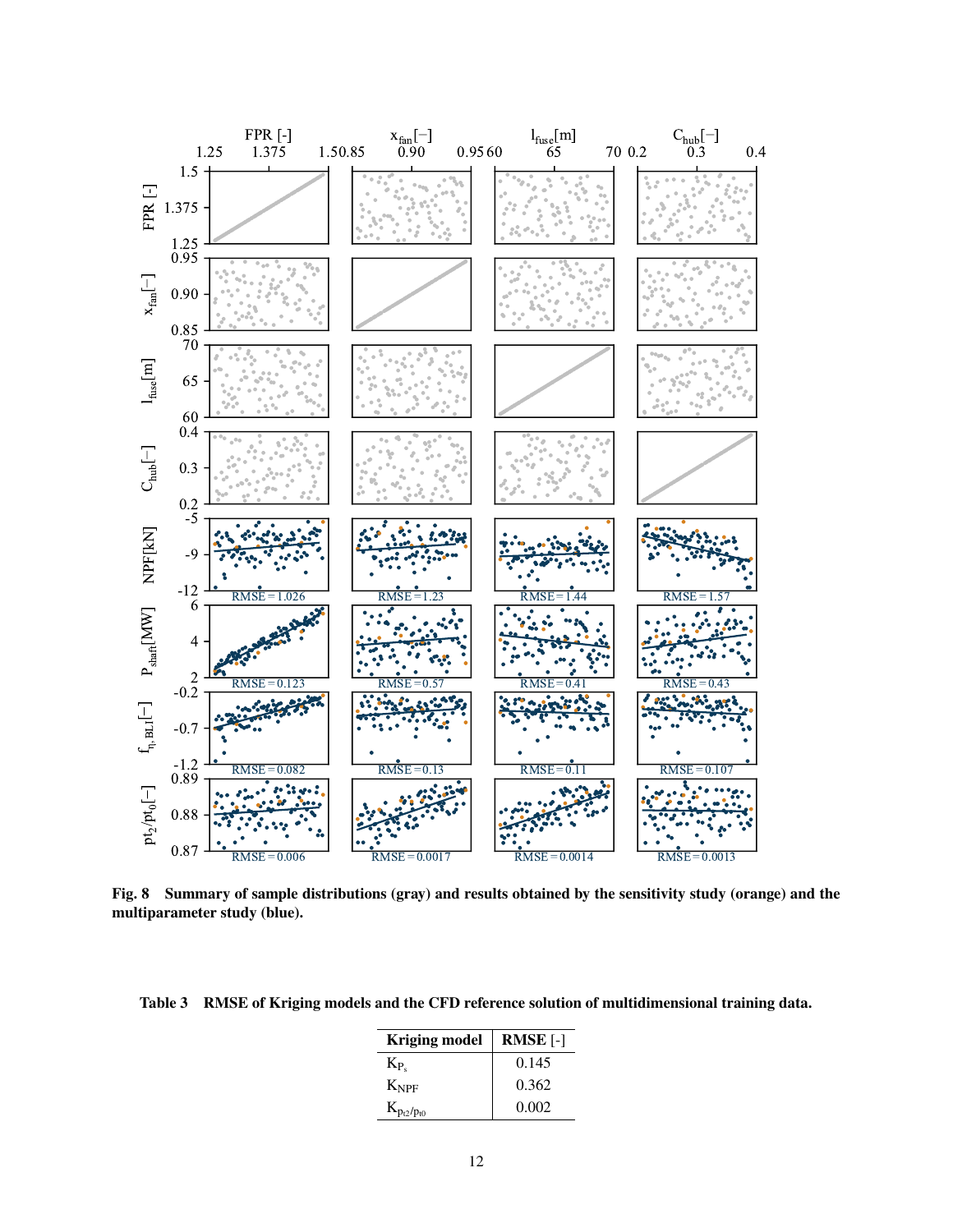**Fig. 8 Summary of sample distributions (gray) and results obtained by the sensitivity study (orange) and the multiparameter study (blue).**

**Table 3 RMSE of Kriging models and the CFD reference solution of multidimensional training data.**

| Kriging model | RMSE [-] |
|---|---|
| $K_{P_s}$ | 0.145 |
| $K_{NPF}$ | 0.362 |
| $K_{p_{t2}/p_{t0}}$ | 0.002 |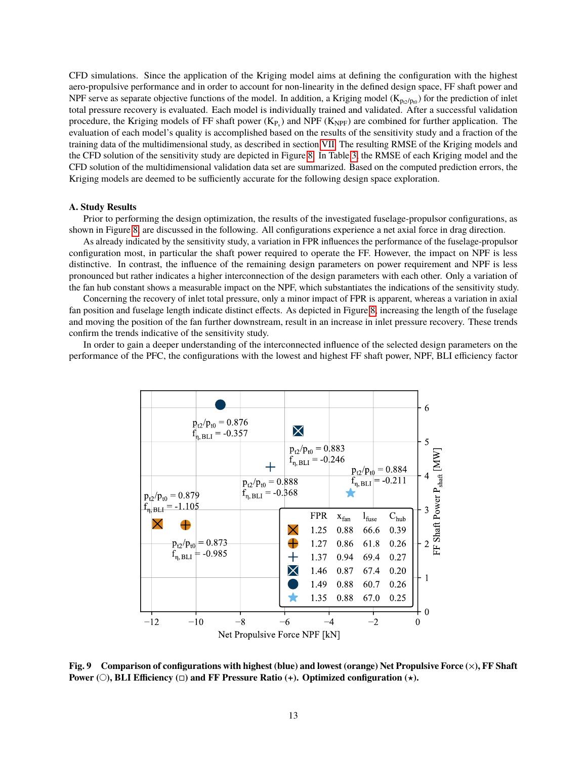CFD simulations. Since the application of the Kriging model aims at defining the configuration with the highest aero-propulsive performance and in order to account for non-linearity in the defined design space, FF shaft power and NPF serve as separate objective functions of the model. In addition, a Kriging model ($K_{p_{t2}/p_{t0}}$) for the prediction of inlet total pressure recovery is evaluated. Each model is individually trained and validated. After a successful validation procedure, the Kriging models of FF shaft power ($K_{P_s}$) and NPF ($K_{NPF}$) are combined for further application. The evaluation of each model's quality is accomplished based on the results of the sensitivity study and a fraction of the training data of the multidimensional study, as described in section VII. The resulting RMSE of the Kriging models and the CFD solution of the sensitivity study are depicted in Figure 8. In Table 3, the RMSE of each Kriging model and the CFD solution of the multidimensional validation data set are summarized. Based on the computed prediction errors, the Kriging models are deemed to be sufficiently accurate for the following design space exploration.

### A. Study Results

Prior to performing the design optimization, the results of the investigated fuselage-propulsor configurations, as shown in Figure 8, are discussed in the following. All configurations experience a net axial force in drag direction.

As already indicated by the sensitivity study, a variation in FPR influences the performance of the fuselage-propulsor configuration most, in particular the shaft power required to operate the FF. However, the impact on NPF is less distinctive. In contrast, the influence of the remaining design parameters on power requirement and NPF is less pronounced but rather indicates a higher interconnection of the design parameters with each other. Only a variation of the fan hub constant shows a measurable impact on the NPF, which substantiates the indications of the sensitivity study.

Concerning the recovery of inlet total pressure, only a minor impact of FPR is apparent, whereas a variation in axial fan position and fuselage length indicate distinct effects. As depicted in Figure 8, increasing the length of the fuselage and moving the position of the fan further downstream, result in an increase in inlet pressure recovery. These trends confirm the trends indicative of the sensitivity study.

In order to gain a deeper understanding of the interconnected influence of the selected design parameters on the performance of the PFC, the configurations with the lowest and highest FF shaft power, NPF, BLI efficiency factor

$p_{t2}/p_{t0}$ = 0.876
$f_{\eta,BLI}$ = -0.357

$p_{t2}/p_{t0}$ = 0.883
$f_{\eta,BLI}$ = -0.246

$p_{t2}/p_{t0}$ = 0.884
$f_{\eta,BLI}$ = -0.211

$p_{t2}/p_{t0}$ = 0.888
$f_{\eta,BLI}$ = -0.368

$p_{t2}/p_{t0}$ = 0.879
$f_{\eta,BLI}$ = -1.105

$p_{t2}/p_{t0}$ = 0.873
$f_{\eta,BLI}$ = -0.985

FPR | $x_{fan}$ | $l_{fuse}$ | $C_{hub}$
1.25 0.88 66.6 0.39
1.27 0.86 61.8 0.26
1.37 0.94 69.4 0.27
1.46 0.87 67.4 0.20
1.49 0.88 60.7 0.26
1.35 0.88 67.0 0.25

Net Propulsive Force NPF [kN]

FF Shaft Power $P_{shaft}$ [MW]

**Fig. 9 Comparison of configurations with highest (blue) and lowest (orange) Net Propulsive Force (×), FF Shaft Power (○), BLI Efficiency (□) and FF Pressure Ratio (+). Optimized configuration (⋆).**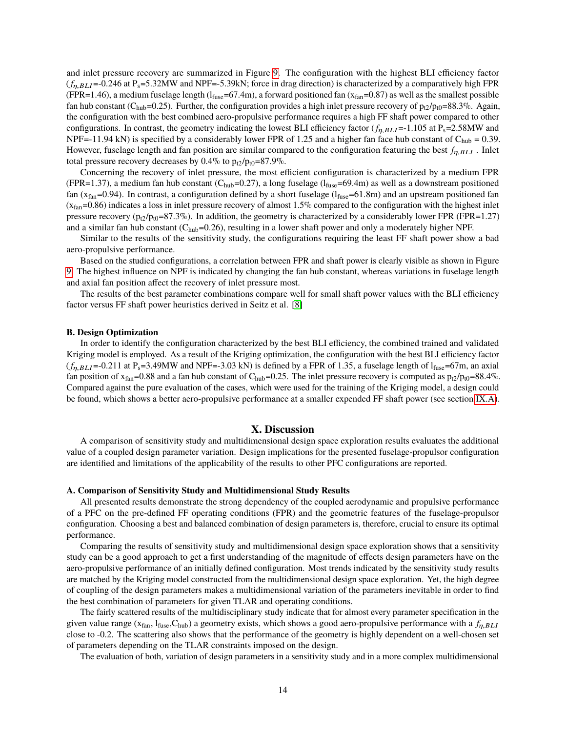and inlet pressure recovery are summarized in Figure 9. The configuration with the highest BLI efficiency factor ($f_{\eta,BLI}$=-0.246 at $P_s$=5.32MW and NPF=-5.39kN; force in drag direction) is characterized by a comparatively high FPR (FPR=1.46), a medium fuselage length ($l_{fuse}$=67.4m), a forward positioned fan ($x_{fan}$=0.87) as well as the smallest possible fan hub constant ($C_{hub}$=0.25). Further, the configuration provides a high inlet pressure recovery of $p_{t2}/p_{t0}$=88.3%. Again, the configuration with the best combined aero-propulsive performance requires a high FF shaft power compared to other configurations. In contrast, the geometry indicating the lowest BLI efficiency factor ($f_{\eta,BLI}$=-1.105 at $P_s$=2.58MW and NPF=-11.94 kN) is specified by a considerably lower FPR of 1.25 and a higher fan face hub constant of $C_{hub}$ = 0.39. However, fuselage length and fan position are similar compared to the configuration featuring the best $f_{\eta,BLI}$ . Inlet total pressure recovery decreases by 0.4% to $p_{t2}/p_{t0}$=87.9%.

Concerning the recovery of inlet pressure, the most efficient configuration is characterized by a medium FPR (FPR=1.37), a medium fan hub constant ($C_{hub}$=0.27), a long fuselage ($l_{fuse}$=69.4m) as well as a downstream positioned fan ($x_{fan}$=0.94). In contrast, a configuration defined by a short fuselage ($l_{fuse}$=61.8m) and an upstream positioned fan ($x_{fan}$=0.86) indicates a loss in inlet pressure recovery of almost 1.5% compared to the configuration with the highest inlet pressure recovery ($p_{t2}/p_{t0}$=87.3%). In addition, the geometry is characterized by a considerably lower FPR (FPR=1.27) and a similar fan hub constant ($C_{hub}$=0.26), resulting in a lower shaft power and only a moderately higher NPF.

Similar to the results of the sensitivity study, the configurations requiring the least FF shaft power show a bad aero-propulsive performance.

Based on the studied configurations, a correlation between FPR and shaft power is clearly visible as shown in Figure 9. The highest influence on NPF is indicated by changing the fan hub constant, whereas variations in fuselage length and axial fan position affect the recovery of inlet pressure most.

The results of the best parameter combinations compare well for small shaft power values with the BLI efficiency factor versus FF shaft power heuristics derived in Seitz et al. [8]

### B. Design Optimization

In order to identify the configuration characterized by the best BLI efficiency, the combined trained and validated Kriging model is employed. As a result of the Kriging optimization, the configuration with the best BLI efficiency factor ($f_{\eta,BLI}$=-0.211 at $P_s$=3.49MW and NPF=-3.03 kN) is defined by a FPR of 1.35, a fuselage length of $l_{fuse}$=67m, an axial fan position of $x_{fan}$=0.88 and a fan hub constant of $C_{hub}$=0.25. The inlet pressure recovery is computed as $p_{t2}/p_{t0}$=88.4%. Compared against the pure evaluation of the cases, which were used for the training of the Kriging model, a design could be found, which shows a better aero-propulsive performance at a smaller expended FF shaft power (see section IX.A).

## X. Discussion

A comparison of sensitivity study and multidimensional design space exploration results evaluates the additional value of a coupled design parameter variation. Design implications for the presented fuselage-propulsor configuration are identified and limitations of the applicability of the results to other PFC configurations are reported.

### A. Comparison of Sensitivity Study and Multidimensional Study Results

All presented results demonstrate the strong dependency of the coupled aerodynamic and propulsive performance of a PFC on the pre-defined FF operating conditions (FPR) and the geometric features of the fuselage-propulsor configuration. Choosing a best and balanced combination of design parameters is, therefore, crucial to ensure its optimal performance.

Comparing the results of sensitivity study and multidimensional design space exploration shows that a sensitivity study can be a good approach to get a first understanding of the magnitude of effects design parameters have on the aero-propulsive performance of an initially defined configuration. Most trends indicated by the sensitivity study results are matched by the Kriging model constructed from the multidimensional design space exploration. Yet, the high degree of coupling of the design parameters makes a multidimensional variation of the parameters inevitable in order to find the best combination of parameters for given TLAR and operating conditions.

The fairly scattered results of the multidisciplinary study indicate that for almost every parameter specification in the given value range ($x_{fan}$, $l_{fuse}$,$C_{hub}$) a geometry exists, which shows a good aero-propulsive performance with a $f_{\eta,BLI}$ close to -0.2. The scattering also shows that the performance of the geometry is highly dependent on a well-chosen set of parameters depending on the TLAR constraints imposed on the design.

The evaluation of both, variation of design parameters in a sensitivity study and in a more complex multidimensional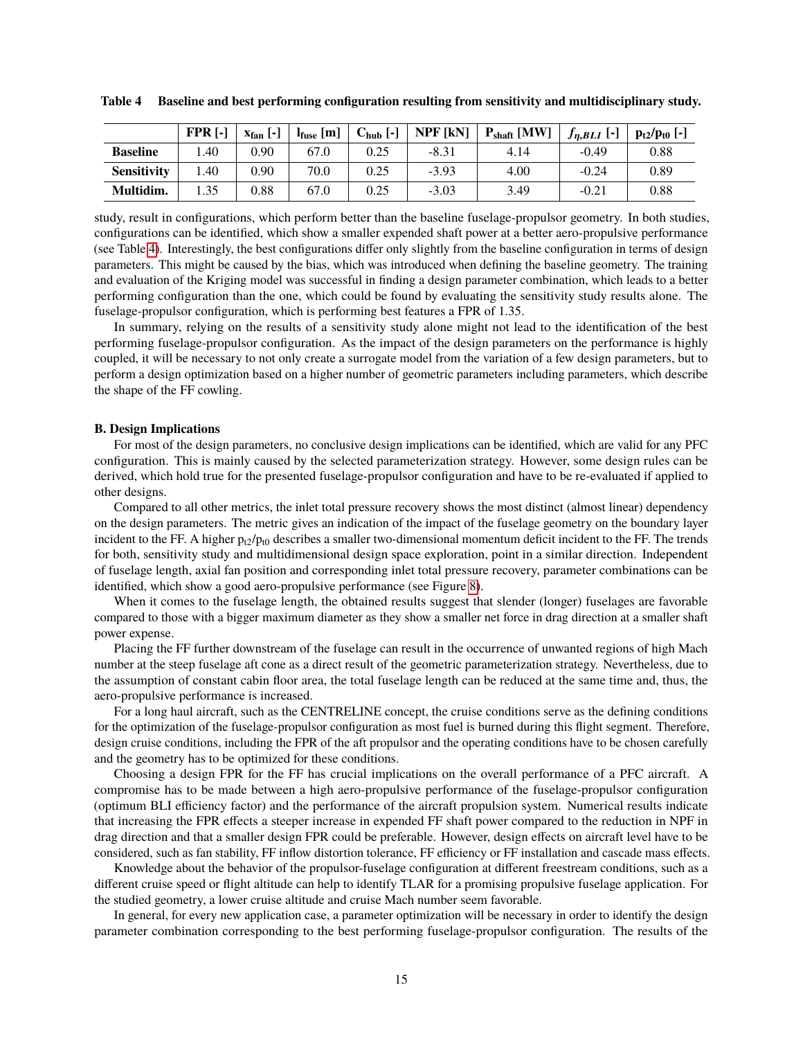**Table 4 Baseline and best performing configuration resulting from sensitivity and multidisciplinary study.**

| | FPR [-] | $x_{fan}$ [-] | $l_{fuse}$ [m] | $C_{hub}$ [-] | NPF [kN] | $P_{shaft}$ [MW] | $f_{\eta,BLI}$ [-] | $p_{t2}/p_{t0}$ [-] |
|---|---|---|---|---|---|---|---|---|
| **Baseline** | 1.40 | 0.90 | 67.0 | 0.25 | -8.31 | 4.14 | -0.49 | 0.88 |
| **Sensitivity** | 1.40 | 0.90 | 70.0 | 0.25 | -3.93 | 4.00 | -0.24 | 0.89 |
| **Multidim.** | 1.35 | 0.88 | 67.0 | 0.25 | -3.03 | 3.49 | -0.21 | 0.88 |

study, result in configurations, which perform better than the baseline fuselage-propulsor geometry. In both studies, configurations can be identified, which show a smaller expended shaft power at a better aero-propulsive performance (see Table 4). Interestingly, the best configurations differ only slightly from the baseline configuration in terms of design parameters. This might be caused by the bias, which was introduced when defining the baseline geometry. The training and evaluation of the Kriging model was successful in finding a design parameter combination, which leads to a better performing configuration than the one, which could be found by evaluating the sensitivity study results alone. The fuselage-propulsor configuration, which is performing best features a FPR of 1.35.

In summary, relying on the results of a sensitivity study alone might not lead to the identification of the best performing fuselage-propulsor configuration. As the impact of the design parameters on the performance is highly coupled, it will be necessary to not only create a surrogate model from the variation of a few design parameters, but to perform a design optimization based on a higher number of geometric parameters including parameters, which describe the shape of the FF cowling.

### B. Design Implications

For most of the design parameters, no conclusive design implications can be identified, which are valid for any PFC configuration. This is mainly caused by the selected parameterization strategy. However, some design rules can be derived, which hold true for the presented fuselage-propulsor configuration and have to be re-evaluated if applied to other designs.

Compared to all other metrics, the inlet total pressure recovery shows the most distinct (almost linear) dependency on the design parameters. The metric gives an indication of the impact of the fuselage geometry on the boundary layer incident to the FF. A higher $p_{t2}/p_{t0}$ describes a smaller two-dimensional momentum deficit incident to the FF. The trends for both, sensitivity study and multidimensional design space exploration, point in a similar direction. Independent of fuselage length, axial fan position and corresponding inlet total pressure recovery, parameter combinations can be identified, which show a good aero-propulsive performance (see Figure 8).

When it comes to the fuselage length, the obtained results suggest that slender (longer) fuselages are favorable compared to those with a bigger maximum diameter as they show a smaller net force in drag direction at a smaller shaft power expense.

Placing the FF further downstream of the fuselage can result in the occurrence of unwanted regions of high Mach number at the steep fuselage aft cone as a direct result of the geometric parameterization strategy. Nevertheless, due to the assumption of constant cabin floor area, the total fuselage length can be reduced at the same time and, thus, the aero-propulsive performance is increased.

For a long haul aircraft, such as the CENTRELINE concept, the cruise conditions serve as the defining conditions for the optimization of the fuselage-propulsor configuration as most fuel is burned during this flight segment. Therefore, design cruise conditions, including the FPR of the aft propulsor and the operating conditions have to be chosen carefully and the geometry has to be optimized for these conditions.

Choosing a design FPR for the FF has crucial implications on the overall performance of a PFC aircraft. A compromise has to be made between a high aero-propulsive performance of the fuselage-propulsor configuration (optimum BLI efficiency factor) and the performance of the aircraft propulsion system. Numerical results indicate that increasing the FPR effects a steeper increase in expended FF shaft power compared to the reduction in NPF in drag direction and that a smaller design FPR could be preferable. However, design effects on aircraft level have to be considered, such as fan stability, FF inflow distortion tolerance, FF efficiency or FF installation and cascade mass effects.

Knowledge about the behavior of the propulsor-fuselage configuration at different freestream conditions, such as a different cruise speed or flight altitude can help to identify TLAR for a promising propulsive fuselage application. For the studied geometry, a lower cruise altitude and cruise Mach number seem favorable.

In general, for every new application case, a parameter optimization will be necessary in order to identify the design parameter combination corresponding to the best performing fuselage-propulsor configuration. The results of the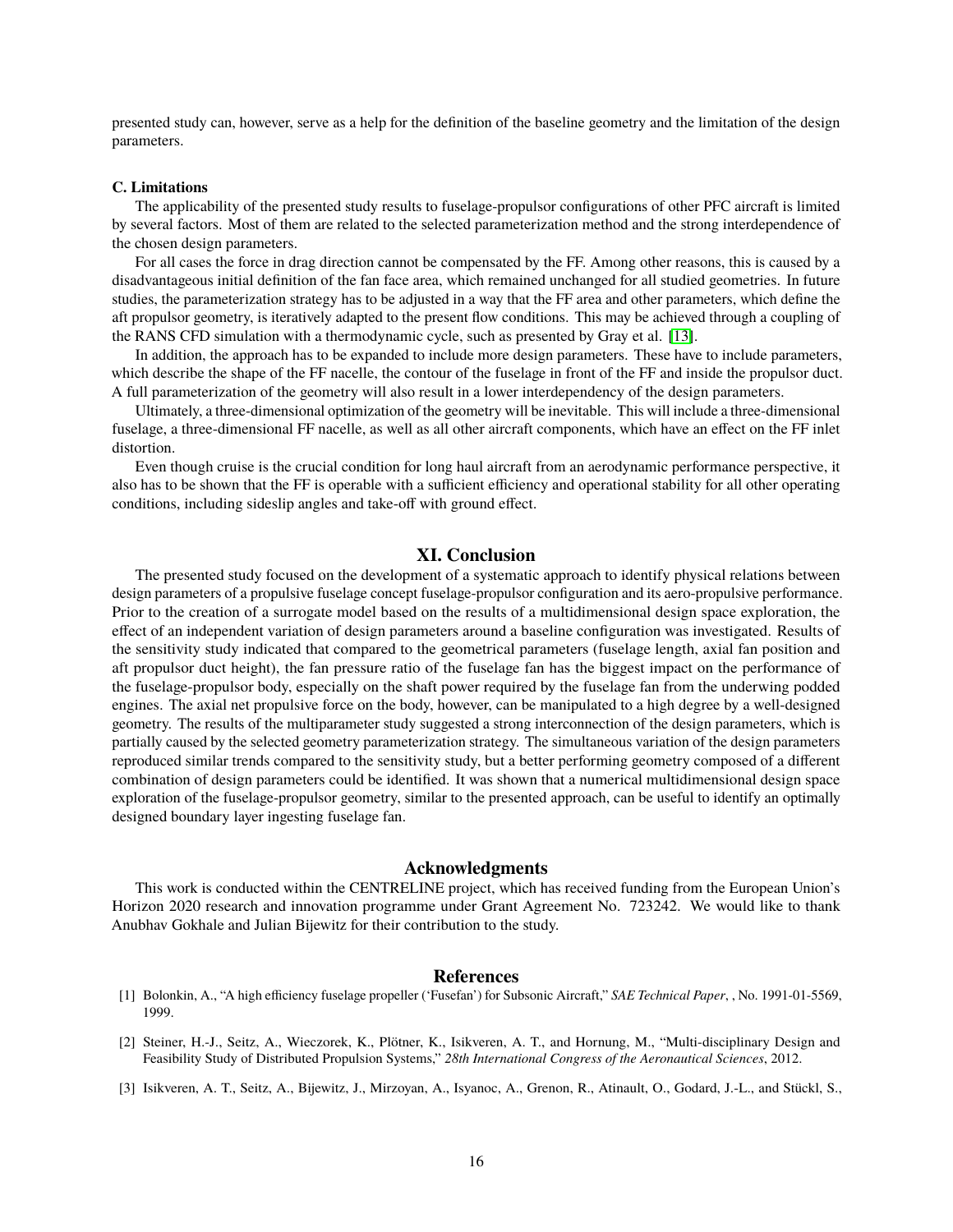presented study can, however, serve as a help for the definition of the baseline geometry and the limitation of the design parameters.

### C. Limitations

The applicability of the presented study results to fuselage-propulsor configurations of other PFC aircraft is limited by several factors. Most of them are related to the selected parameterization method and the strong interdependence of the chosen design parameters.

For all cases the force in drag direction cannot be compensated by the FF. Among other reasons, this is caused by a disadvantageous initial definition of the fan face area, which remained unchanged for all studied geometries. In future studies, the parameterization strategy has to be adjusted in a way that the FF area and other parameters, which define the aft propulsor geometry, is iteratively adapted to the present flow conditions. This may be achieved through a coupling of the RANS CFD simulation with a thermodynamic cycle, such as presented by Gray et al. [13].

In addition, the approach has to be expanded to include more design parameters. These have to include parameters, which describe the shape of the FF nacelle, the contour of the fuselage in front of the FF and inside the propulsor duct. A full parameterization of the geometry will also result in a lower interdependency of the design parameters.

Ultimately, a three-dimensional optimization of the geometry will be inevitable. This will include a three-dimensional fuselage, a three-dimensional FF nacelle, as well as all other aircraft components, which have an effect on the FF inlet distortion.

Even though cruise is the crucial condition for long haul aircraft from an aerodynamic performance perspective, it also has to be shown that the FF is operable with a sufficient efficiency and operational stability for all other operating conditions, including sideslip angles and take-off with ground effect.

## XI. Conclusion

The presented study focused on the development of a systematic approach to identify physical relations between design parameters of a propulsive fuselage concept fuselage-propulsor configuration and its aero-propulsive performance. Prior to the creation of a surrogate model based on the results of a multidimensional design space exploration, the effect of an independent variation of design parameters around a baseline configuration was investigated. Results of the sensitivity study indicated that compared to the geometrical parameters (fuselage length, axial fan position and aft propulsor duct height), the fan pressure ratio of the fuselage fan has the biggest impact on the performance of the fuselage-propulsor body, especially on the shaft power required by the fuselage fan from the underwing podded engines. The axial net propulsive force on the body, however, can be manipulated to a high degree by a well-designed geometry. The results of the multiparameter study suggested a strong interconnection of the design parameters, which is partially caused by the selected geometry parameterization strategy. The simultaneous variation of the design parameters reproduced similar trends compared to the sensitivity study, but a better performing geometry composed of a different combination of design parameters could be identified. It was shown that a numerical multidimensional design space exploration of the fuselage-propulsor geometry, similar to the presented approach, can be useful to identify an optimally designed boundary layer ingesting fuselage fan.

## Acknowledgments

This work is conducted within the CENTRELINE project, which has received funding from the European Union's Horizon 2020 research and innovation programme under Grant Agreement No. 723242. We would like to thank Anubhav Gokhale and Julian Bijewitz for their contribution to the study.

## References

[1] Bolonkin, A., "A high efficiency fuselage propeller ('Fusefan') for Subsonic Aircraft," *SAE Technical Paper*, , No. 1991-01-5569, 1999.

[2] Steiner, H.-J., Seitz, A., Wieczorek, K., Plötner, K., Isikveren, A. T., and Hornung, M., "Multi-disciplinary Design and Feasibility Study of Distributed Propulsion Systems," *28th International Congress of the Aeronautical Sciences*, 2012.

[3] Isikveren, A. T., Seitz, A., Bijewitz, J., Mirzoyan, A., Isyanoc, A., Grenon, R., Atinault, O., Godard, J.-L., and Stückl, S.,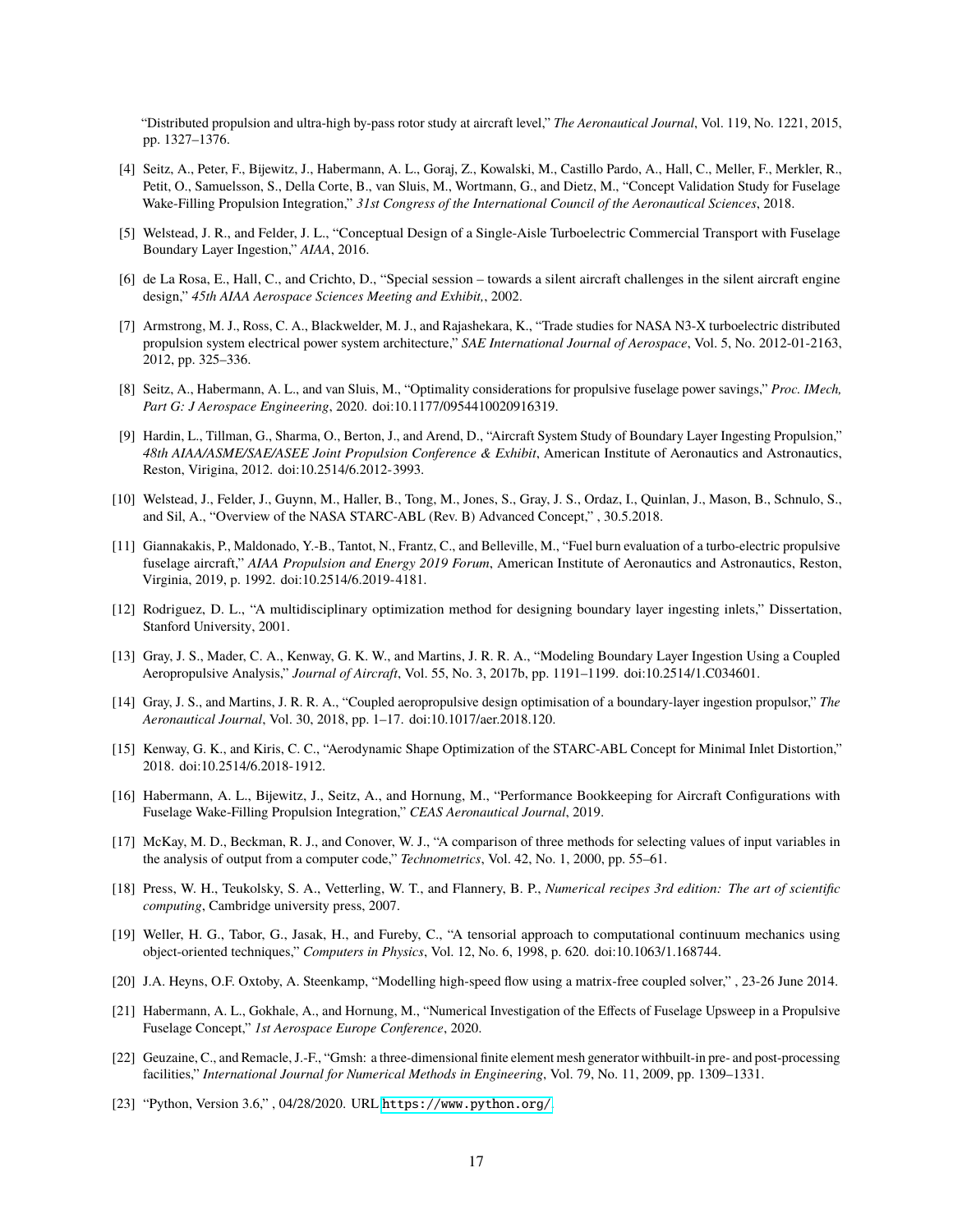"Distributed propulsion and ultra-high by-pass rotor study at aircraft level," *The Aeronautical Journal*, Vol. 119, No. 1221, 2015, pp. 1327–1376.

[4] Seitz, A., Peter, F., Bijewitz, J., Habermann, A. L., Goraj, Z., Kowalski, M., Castillo Pardo, A., Hall, C., Meller, F., Merkler, R., Petit, O., Samuelsson, S., Della Corte, B., van Sluis, M., Wortmann, G., and Dietz, M., "Concept Validation Study for Fuselage Wake-Filling Propulsion Integration," *31st Congress of the International Council of the Aeronautical Sciences*, 2018.

[5] Welstead, J. R., and Felder, J. L., "Conceptual Design of a Single-Aisle Turboelectric Commercial Transport with Fuselage Boundary Layer Ingestion," *AIAA*, 2016.

[6] de La Rosa, E., Hall, C., and Crichto, D., "Special session – towards a silent aircraft challenges in the silent aircraft engine design," *45th AIAA Aerospace Sciences Meeting and Exhibit,*, 2002.

[7] Armstrong, M. J., Ross, C. A., Blackwelder, M. J., and Rajashekara, K., "Trade studies for NASA N3-X turboelectric distributed propulsion system electrical power system architecture," *SAE International Journal of Aerospace*, Vol. 5, No. 2012-01-2163, 2012, pp. 325–336.

[8] Seitz, A., Habermann, A. L., and van Sluis, M., "Optimality considerations for propulsive fuselage power savings," *Proc. IMech, Part G: J Aerospace Engineering*, 2020. doi:10.1177/0954410020916319.

[9] Hardin, L., Tillman, G., Sharma, O., Berton, J., and Arend, D., "Aircraft System Study of Boundary Layer Ingesting Propulsion," *48th AIAA/ASME/SAE/ASEE Joint Propulsion Conference & Exhibit*, American Institute of Aeronautics and Astronautics, Reston, Virigina, 2012. doi:10.2514/6.2012-3993.

[10] Welstead, J., Felder, J., Guynn, M., Haller, B., Tong, M., Jones, S., Gray, J. S., Ordaz, I., Quinlan, J., Mason, B., Schnulo, S., and Sil, A., "Overview of the NASA STARC-ABL (Rev. B) Advanced Concept," , 30.5.2018.

[11] Giannakakis, P., Maldonado, Y.-B., Tantot, N., Frantz, C., and Belleville, M., "Fuel burn evaluation of a turbo-electric propulsive fuselage aircraft," *AIAA Propulsion and Energy 2019 Forum*, American Institute of Aeronautics and Astronautics, Reston, Virginia, 2019, p. 1992. doi:10.2514/6.2019-4181.

[12] Rodriguez, D. L., "A multidisciplinary optimization method for designing boundary layer ingesting inlets," Dissertation, Stanford University, 2001.

[13] Gray, J. S., Mader, C. A., Kenway, G. K. W., and Martins, J. R. R. A., "Modeling Boundary Layer Ingestion Using a Coupled Aeropropulsive Analysis," *Journal of Aircraft*, Vol. 55, No. 3, 2017b, pp. 1191–1199. doi:10.2514/1.C034601.

[14] Gray, J. S., and Martins, J. R. R. A., "Coupled aeropropulsive design optimisation of a boundary-layer ingestion propulsor," *The Aeronautical Journal*, Vol. 30, 2018, pp. 1–17. doi:10.1017/aer.2018.120.

[15] Kenway, G. K., and Kiris, C. C., "Aerodynamic Shape Optimization of the STARC-ABL Concept for Minimal Inlet Distortion," 2018. doi:10.2514/6.2018-1912.

[16] Habermann, A. L., Bijewitz, J., Seitz, A., and Hornung, M., "Performance Bookkeeping for Aircraft Configurations with Fuselage Wake-Filling Propulsion Integration," *CEAS Aeronautical Journal*, 2019.

[17] McKay, M. D., Beckman, R. J., and Conover, W. J., "A comparison of three methods for selecting values of input variables in the analysis of output from a computer code," *Technometrics*, Vol. 42, No. 1, 2000, pp. 55–61.

[18] Press, W. H., Teukolsky, S. A., Vetterling, W. T., and Flannery, B. P., *Numerical recipes 3rd edition: The art of scientific computing*, Cambridge university press, 2007.

[19] Weller, H. G., Tabor, G., Jasak, H., and Fureby, C., "A tensorial approach to computational continuum mechanics using object-oriented techniques," *Computers in Physics*, Vol. 12, No. 6, 1998, p. 620. doi:10.1063/1.168744.

[20] J.A. Heyns, O.F. Oxtoby, A. Steenkamp, "Modelling high-speed flow using a matrix-free coupled solver," , 23-26 June 2014.

[21] Habermann, A. L., Gokhale, A., and Hornung, M., "Numerical Investigation of the Effects of Fuselage Upsweep in a Propulsive Fuselage Concept," *1st Aerospace Europe Conference*, 2020.

[22] Geuzaine, C., and Remacle, J.-F., "Gmsh: a three-dimensional finite element mesh generator withbuilt-in pre- and post-processing facilities," *International Journal for Numerical Methods in Engineering*, Vol. 79, No. 11, 2009, pp. 1309–1331.

[23] "Python, Version 3.6," , 04/28/2020. URL https://www.python.org/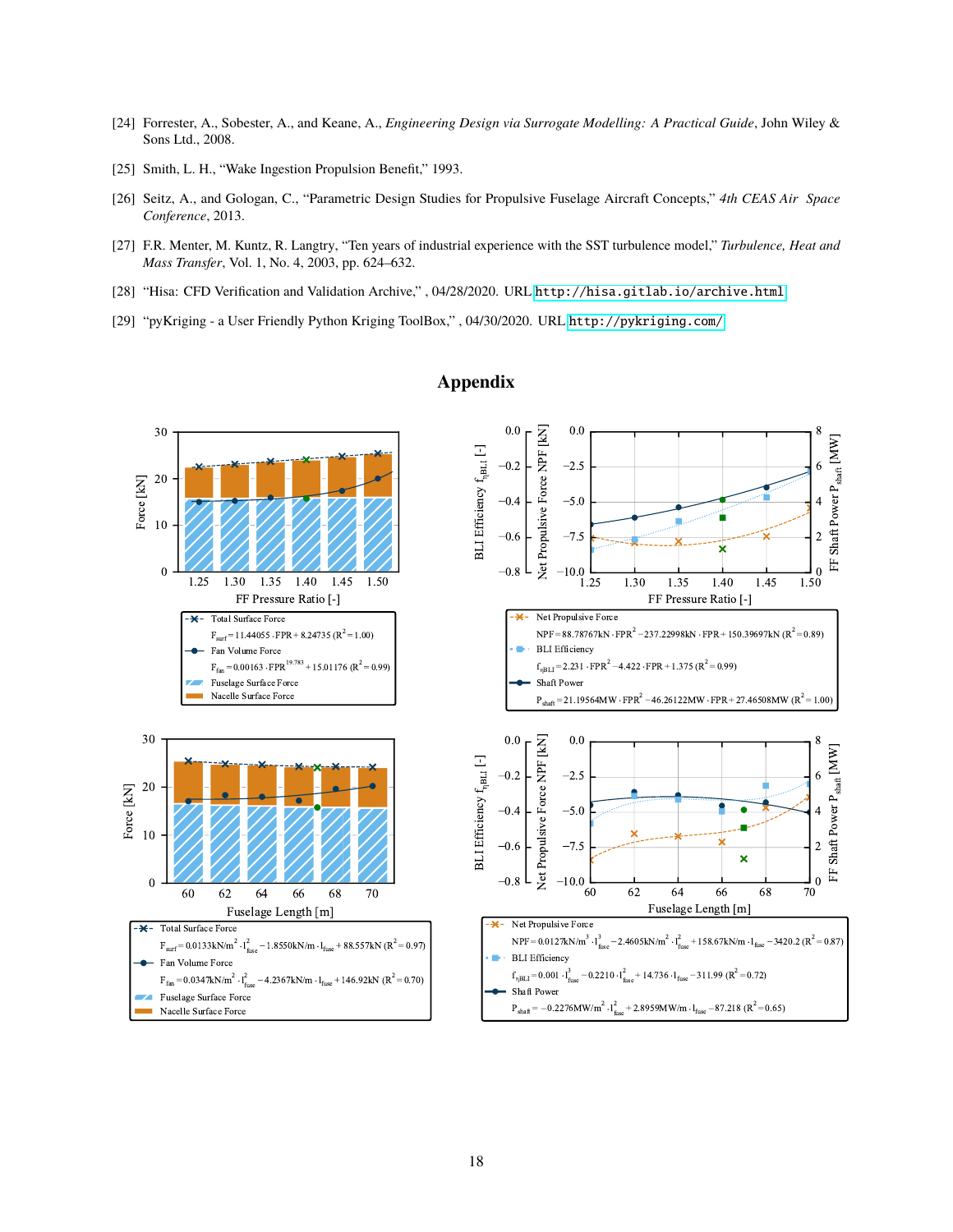[24] Forrester, A., Sobester, A., and Keane, A., *Engineering Design via Surrogate Modelling: A Practical Guide*, John Wiley & Sons Ltd., 2008.

[25] Smith, L. H., "Wake Ingestion Propulsion Benefit," 1993.

[26] Seitz, A., and Gologan, C., "Parametric Design Studies for Propulsive Fuselage Aircraft Concepts," *4th CEAS Air Space Conference*, 2013.

[27] F.R. Menter, M. Kuntz, R. Langtry, "Ten years of industrial experience with the SST turbulence model," *Turbulence, Heat and Mass Transfer*, Vol. 1, No. 4, 2003, pp. 624–632.

[28] "Hisa: CFD Verification and Validation Archive," , 04/28/2020. URL http://hisa.gitlab.io/archive.html

[29] "pyKriging - a User Friendly Python Kriging ToolBox," , 04/30/2020. URL http://pykriging.com/

# Appendix

Total Surface Force: $F_{surf} = 11.44055 \cdot FPR + 8.24735$ ($R^2 = 1.00$)

Fan Volume Force: $F_{fan} = 0.00163 \cdot FPR^{19.783} + 15.01176$ ($R^2 = 0.99$)

Net Propulsive Force: $NPF = 88.78767kN \cdot FPR^2 - 237.22998kN \cdot FPR + 150.39697kN$ ($R^2 = 0.89$)

BLI Efficiency: $f_{\eta BLI} = 2.231 \cdot FPR^2 - 4.422 \cdot FPR + 1.375$ ($R^2 = 0.99$)

Shaft Power: $P_{shaft} = 21.19564MW \cdot FPR^2 - 46.26122MW \cdot FPR + 27.46508MW$ ($R^2 = 1.00$)

Total Surface Force: $F_{surf} = 0.0133kN/m^2 \cdot l_{fuse}^2 - 1.8550kN/m \cdot l_{fuse} + 88.557kN$ ($R^2 = 0.97$)

Fan Volume Force: $F_{fan} = 0.0347kN/m^2 \cdot l_{fuse}^2 - 4.2367kN/m \cdot l_{fuse} + 146.92kN$ ($R^2 = 0.70$)

Net Propulsive Force: $NPF = 0.0127kN/m^3 \cdot l_{fuse}^3 - 2.4605kN/m^2 \cdot l_{fuse}^2 + 158.67kN/m \cdot l_{fuse} - 3420.2$ ($R^2 = 0.87$)

BLI Efficiency: $f_{\eta BLI} = 0.001 \cdot l_{fuse}^3 - 0.2210 \cdot l_{fuse}^2 + 14.736 \cdot l_{fuse} - 311.99$ ($R^2 = 0.72$)

Shaft Power: $P_{shaft} = -0.2276MW/m^2 \cdot l_{fuse}^2 + 2.8959MW/m \cdot l_{fuse} - 87.218$ ($R^2 = 0.65$)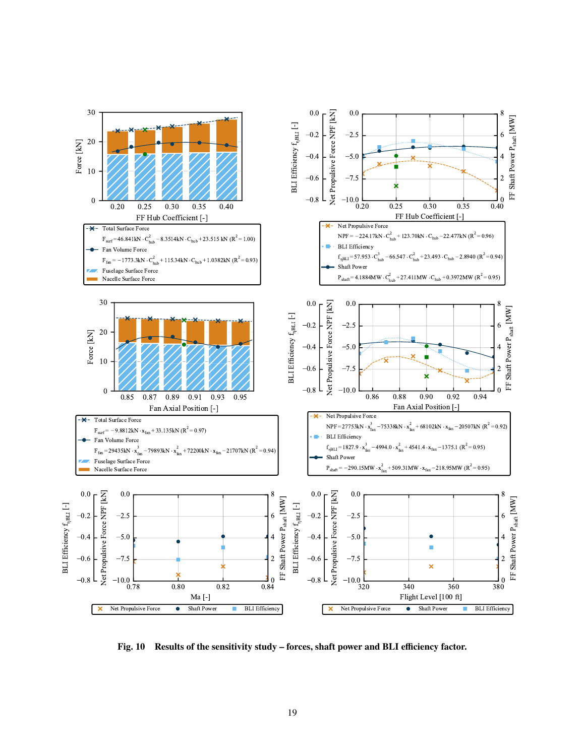Total Surface Force

$F_{surf} = 46.841\text{kN} \cdot C_{hub}^2 - 8.3514\text{kN} \cdot C_{hub} + 23.515\text{ kN}$ ($R^2 = 1.00$)

Fan Volume Force

$F_{fan} = -1773.3\text{kN} \cdot C_{hub}^3 + 115.34\text{kN} \cdot C_{hub} + 1.0382\text{kN}$ ($R^2 = 0.93$)

Fuselage Surface Force

Nacelle Surface Force

Net Propulsive Force

$NPF = -224.17\text{kN} \cdot C_{hub}^2 + 123.70\text{kN} \cdot C_{hub} - 22.477\text{kN}$ ($R^2 = 0.96$)

BLI Efficiency

$f_{\eta BLI} = 57.953 \cdot C_{hub}^3 - 66.547 \cdot C_{hub}^2 + 23.493 \cdot C_{hub} - 2.8940$ ($R^2 = 0.94$)

Shaft Power

$P_{shaft} = 4.1884\text{MW} \cdot C_{hub}^2 + 27.411\text{MW} \cdot C_{hub} + 0.3972\text{MW}$ ($R^2 = 0.95$)

Total Surface Force

$F_{surf} = -9.8812\text{kN} \cdot x_{fan} + 33.135\text{kN}$ ($R^2 = 0.97$)

Fan Volume Force

$F_{fan} = 29435\text{kN} \cdot x_{fan}^3 - 79893\text{kN} \cdot x_{fan}^2 + 72200\text{kN} \cdot x_{fan} - 21707\text{kN}$ ($R^2 = 0.94$)

Fuselage Surface Force

Nacelle Surface Force

Net Propulsive Force

$NPF = 27753\text{kN} \cdot x_{fan}^3 - 75338\text{kN} \cdot x_{fan}^2 + 68102\text{kN} \cdot x_{fan} - 20507\text{kN}$ ($R^2 = 0.92$)

BLI Efficiency

$f_{\eta BLI} = 1827.9 \cdot x_{fan}^3 - 4994.0 \cdot x_{fan}^2 + 4541.4 \cdot x_{fan} - 1375.1$ ($R^2 = 0.95$)

Shaft Power

$P_{shaft} = -290.15\text{MW} \cdot x_{fan}^2 + 509.31\text{MW} \cdot x_{fan} - 218.95\text{MW}$ ($R^2 = 0.95$)

**Fig. 10 Results of the sensitivity study – forces, shaft power and BLI efficiency factor.**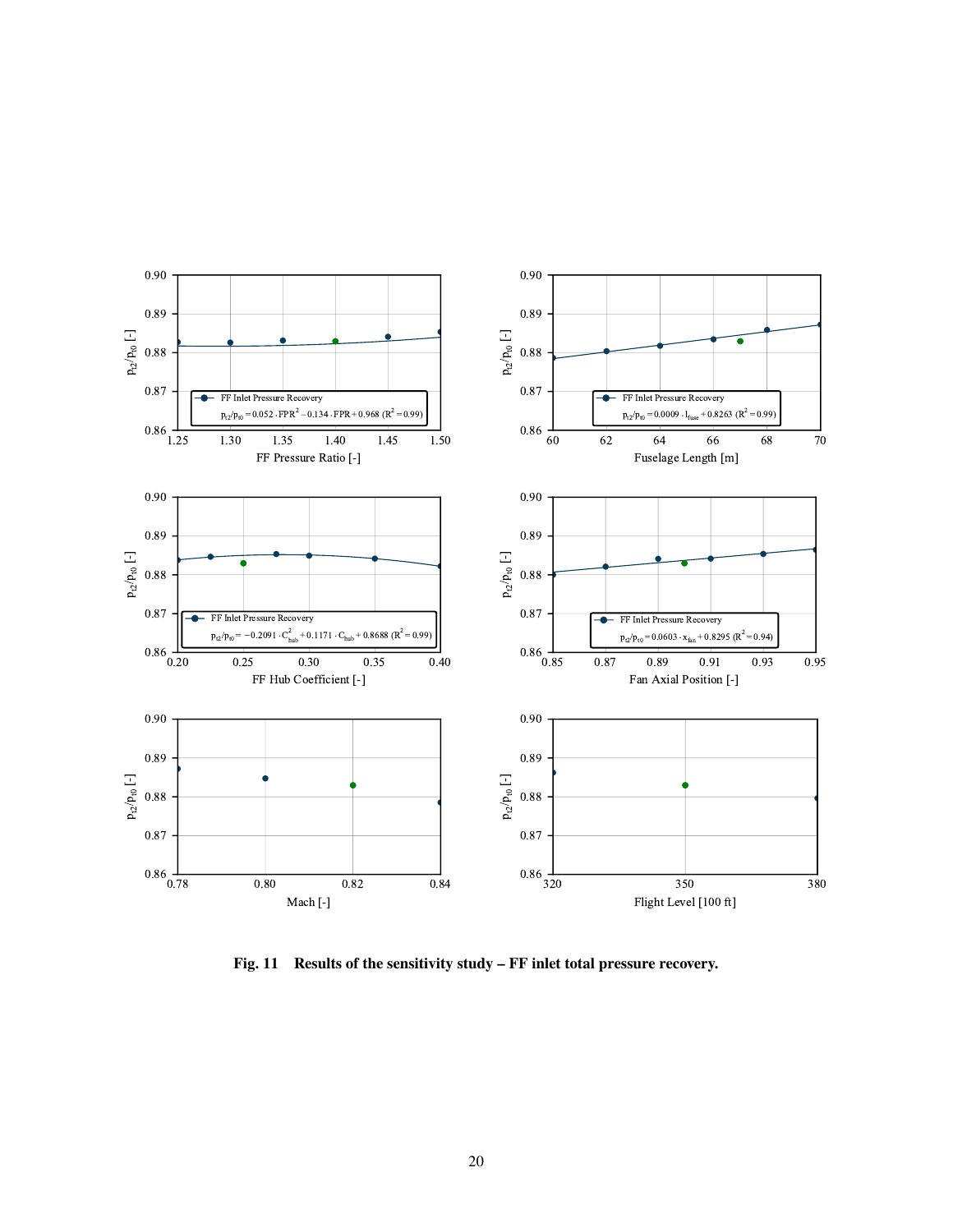0.90
0.89
0.88
0.87
0.86
$p_{t2}/p_{t0}$ [-]
1.25 1.30 1.35 1.40 1.45 1.50
FF Pressure Ratio [-]
FF Inlet Pressure Recovery
$p_{t2}/p_{t0} = 0.052 \cdot FPR^2 - 0.134 \cdot FPR + 0.968$ ($R^2 = 0.99$)

0.90
0.89
0.88
0.87
0.86
$p_{t2}/p_{t0}$ [-]
60 62 64 66 68 70
Fuselage Length [m]
FF Inlet Pressure Recovery
$p_{t2}/p_{t0} = 0.0009 \cdot l_{fuse} + 0.8263$ ($R^2 = 0.99$)

0.90
0.89
0.88
0.87
0.86
$p_{t2}/p_{t0}$ [-]
0.20 0.25 0.30 0.35 0.40
FF Hub Coefficient [-]
FF Inlet Pressure Recovery
$p_{t2}/p_{t0} = -0.2091 \cdot C_{hub}^2 + 0.1171 \cdot C_{hub} + 0.8688$ ($R^2 = 0.99$)

0.90
0.89
0.88
0.87
0.86
$p_{t2}/p_{t0}$ [-]
0.85 0.87 0.89 0.91 0.93 0.95
Fan Axial Position [-]
FF Inlet Pressure Recovery
$p_{t2}/p_{t0} = 0.0603 \cdot x_{fan} + 0.8295$ ($R^2 = 0.94$)

0.90
0.89
0.88
0.87
0.86
$p_{t2}/p_{t0}$ [-]
0.78 0.80 0.82 0.84
Mach [-]

0.90
0.89
0.88
0.87
0.86
$p_{t2}/p_{t0}$ [-]
320 350 380
Flight Level [100 ft]

**Fig. 11 Results of the sensitivity study – FF inlet total pressure recovery.**